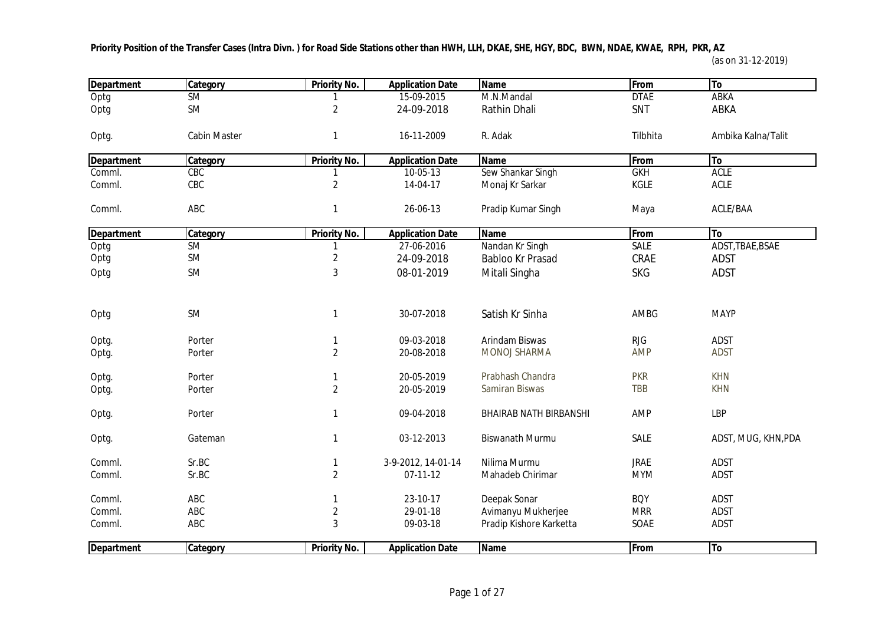**Priority Position of the Transfer Cases (Intra Divn. ) for Road Side Stations other than HWH, LLH, DKAE, SHE, HGY, BDC, BWN, NDAE, KWAE, RPH, PKR, AZ**

(as on 31-12-2019)

| Department | Category | Priority No. | Application Date | Name | From | To |
|---|---|---|---|---|---|---|
| Optg | SM | 1 | 15-09-2015 | M.N.Mandal | DTAE | ABKA |
| Optg | SM | 2 | 24-09-2018 | Rathin Dhali | SNT | ABKA |
| Optg. | Cabin Master | 1 | 16-11-2009 | R. Adak | Tilbhita | Ambika Kalna/Talit |

| Department | Category | Priority No. | Application Date | Name | From | To |
|---|---|---|---|---|---|---|
| Comml. | CBC | 1 | 10-05-13 | Sew Shankar Singh | GKH | ACLE |
| Comml. | CBC | 2 | 14-04-17 | Monaj Kr Sarkar | KGLE | ACLE |
| Comml. | ABC | 1 | 26-06-13 | Pradip Kumar Singh | Maya | ACLE/BAA |

| Department | Category | Priority No. | Application Date | Name | From | To |
|---|---|---|---|---|---|---|
| Optg | SM | 1 | 27-06-2016 | Nandan Kr Singh | SALE | ADST,TBAE,BSAE |
| Optg | SM | 2 | 24-09-2018 | Babloo Kr Prasad | CRAE | ADST |
| Optg | SM | 3 | 08-01-2019 | Mitali Singha | SKG | ADST |
| Optg | SM | 1 | 30-07-2018 | Satish Kr Sinha | AMBG | MAYP |
| Optg. | Porter | 1 | 09-03-2018 | Arindam Biswas | RJG | ADST |
| Optg. | Porter | 2 | 20-08-2018 | MONOJ SHARMA | AMP | ADST |
| Optg. | Porter | 1 | 20-05-2019 | Prabhash Chandra | PKR | KHN |
| Optg. | Porter | 2 | 20-05-2019 | Samiran Biswas | TBB | KHN |
| Optg. | Porter | 1 | 09-04-2018 | BHAIRAB NATH BIRBANSHI | AMP | LBP |
| Optg. | Gateman | 1 | 03-12-2013 | Biswanath Murmu | SALE | ADST, MUG, KHN,PDA |
| Comml. | Sr.BC | 1 | 3-9-2012, 14-01-14 | Nilima Murmu | JRAE | ADST |
| Comml. | Sr.BC | 2 | 07-11-12 | Mahadeb Chirimar | MYM | ADST |
| Comml. | ABC | 1 | 23-10-17 | Deepak Sonar | BQY | ADST |
| Comml. | ABC | 2 | 29-01-18 | Avimanyu Mukherjee | MRR | ADST |
| Comml. | ABC | 3 | 09-03-18 | Pradip Kishore Karketta | SOAE | ADST |

| Department | Category | Priority No. | Application Date | Name | From | To |
|---|---|---|---|---|---|---|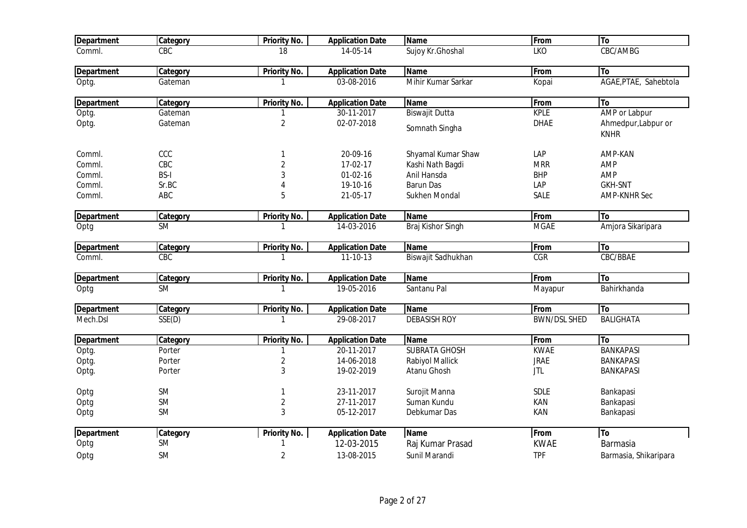| Department | Category | Priority No. | Application Date | Name | From | To |
|---|---|---|---|---|---|---|
| Comml. | CBC | 18 | 14-05-14 | Sujoy Kr.Ghoshal | LKO | CBC/AMBG |

| Department | Category | Priority No. | Application Date | Name | From | To |
|---|---|---|---|---|---|---|
| Optg. | Gateman | 1 | 03-08-2016 | Mihir Kumar Sarkar | Kopai | AGAE,PTAE, Sahebtola |

| Department | Category | Priority No. | Application Date | Name | From | To |
|---|---|---|---|---|---|---|
| Optg. | Gateman | 1 | 30-11-2017 | Biswajit Dutta | KPLE | AMP or Labpur |
| Optg. | Gateman | 2 | 02-07-2018 | Somnath Singha | DHAE | Ahmedpur,Labpur or KNHR |
| Comml. | CCC | 1 | 20-09-16 | Shyamal Kumar Shaw | LAP | AMP-KAN |
| Comml. | CBC | 2 | 17-02-17 | Kashi Nath Bagdi | MRR | AMP |
| Comml. | BS-I | 3 | 01-02-16 | Anil Hansda | BHP | AMP |
| Comml. | Sr.BC | 4 | 19-10-16 | Barun Das | LAP | GKH-SNT |
| Comml. | ABC | 5 | 21-05-17 | Sukhen Mondal | SALE | AMP-KNHR Sec |

| Department | Category | Priority No. | Application Date | Name | From | To |
|---|---|---|---|---|---|---|
| Optg | SM | 1 | 14-03-2016 | Braj Kishor Singh | MGAE | Amjora Sikaripara |

| Department | Category | Priority No. | Application Date | Name | From | To |
|---|---|---|---|---|---|---|
| Comml. | CBC | 1 | 11-10-13 | Biswajit Sadhukhan | CGR | CBC/BBAE |

| Department | Category | Priority No. | Application Date | Name | From | To |
|---|---|---|---|---|---|---|
| Optg | SM | 1 | 19-05-2016 | Santanu Pal | Mayapur | Bahirkhanda |

| Department | Category | Priority No. | Application Date | Name | From | To |
|---|---|---|---|---|---|---|
| Mech.Dsl | SSE(D) | 1 | 29-08-2017 | DEBASISH ROY | BWN/DSL SHED | BALIGHATA |

| Department | Category | Priority No. | Application Date | Name | From | To |
|---|---|---|---|---|---|---|
| Optg. | Porter | 1 | 20-11-2017 | SUBRATA GHOSH | KWAE | BANKAPASI |
| Optg. | Porter | 2 | 14-06-2018 | Rabiyol Mallick | JRAE | BANKAPASI |
| Optg. | Porter | 3 | 19-02-2019 | Atanu Ghosh | JTL | BANKAPASI |
| Optg | SM | 1 | 23-11-2017 | Surojit Manna | SDLE | Bankapasi |
| Optg | SM | 2 | 27-11-2017 | Suman Kundu | KAN | Bankapasi |
| Optg | SM | 3 | 05-12-2017 | Debkumar Das | KAN | Bankapasi |

| Department | Category | Priority No. | Application Date | Name | From | To |
|---|---|---|---|---|---|---|
| Optg | SM | 1 | 12-03-2015 | Raj Kumar Prasad | KWAE | Barmasia |
| Optg | SM | 2 | 13-08-2015 | Sunil Marandi | TPF | Barmasia, Shikaripara |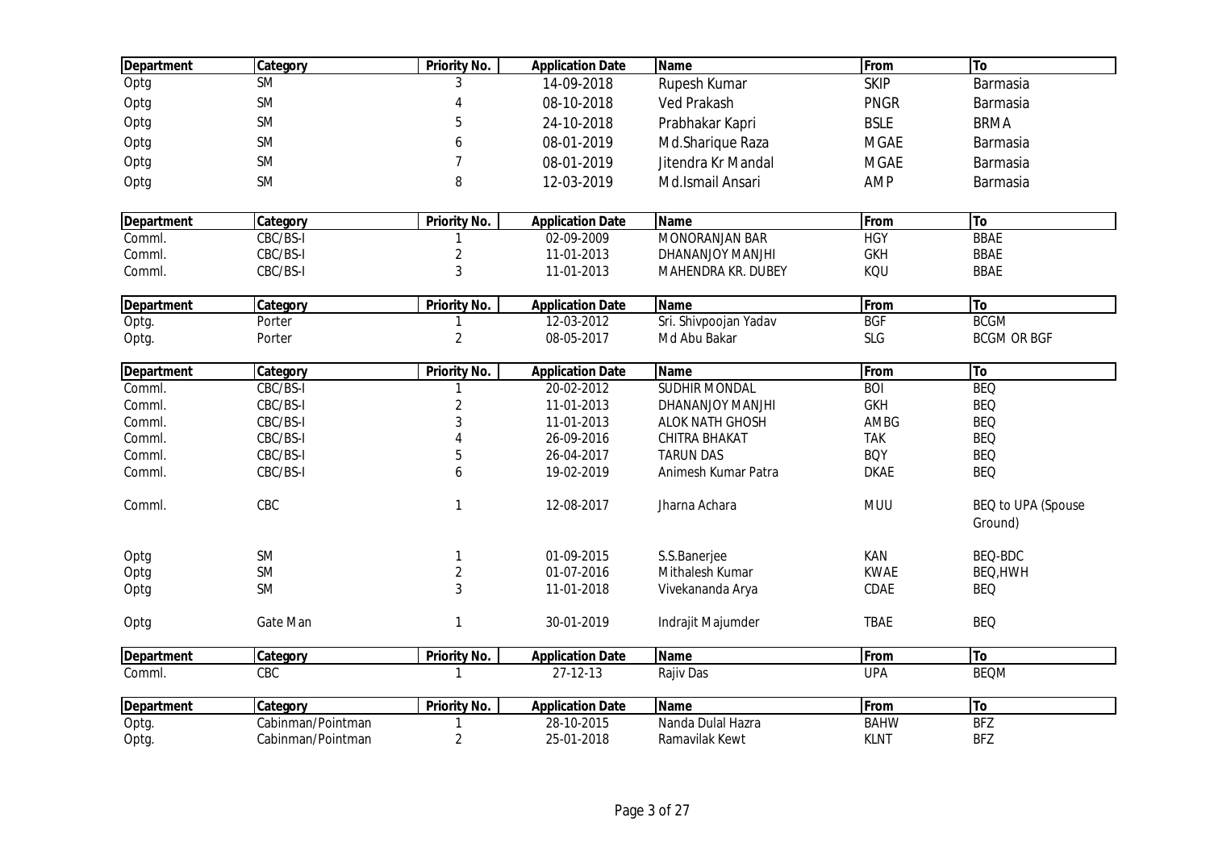| Department | Category | Priority No. | Application Date | Name | From | To |
|---|---|---|---|---|---|---|
| Optg | SM | 3 | 14-09-2018 | Rupesh Kumar | SKIP | Barmasia |
| Optg | SM | 4 | 08-10-2018 | Ved Prakash | PNGR | Barmasia |
| Optg | SM | 5 | 24-10-2018 | Prabhakar Kapri | BSLE | BRMA |
| Optg | SM | 6 | 08-01-2019 | Md.Sharique Raza | MGAE | Barmasia |
| Optg | SM | 7 | 08-01-2019 | Jitendra Kr Mandal | MGAE | Barmasia |
| Optg | SM | 8 | 12-03-2019 | Md.Ismail Ansari | AMP | Barmasia |

| Department | Category | Priority No. | Application Date | Name | From | To |
|---|---|---|---|---|---|---|
| Comml. | CBC/BS-I | 1 | 02-09-2009 | MONORANJAN BAR | HGY | BBAE |
| Comml. | CBC/BS-I | 2 | 11-01-2013 | DHANANJOY MANJHI | GKH | BBAE |
| Comml. | CBC/BS-I | 3 | 11-01-2013 | MAHENDRA KR. DUBEY | KQU | BBAE |

| Department | Category | Priority No. | Application Date | Name | From | To |
|---|---|---|---|---|---|---|
| Optg. | Porter | 1 | 12-03-2012 | Sri. Shivpoojan Yadav | BGF | BCGM |
| Optg. | Porter | 2 | 08-05-2017 | Md Abu Bakar | SLG | BCGM OR BGF |

| Department | Category | Priority No. | Application Date | Name | From | To |
|---|---|---|---|---|---|---|
| Comml. | CBC/BS-I | 1 | 20-02-2012 | SUDHIR MONDAL | BOI | BEQ |
| Comml. | CBC/BS-I | 2 | 11-01-2013 | DHANANJOY MANJHI | GKH | BEQ |
| Comml. | CBC/BS-I | 3 | 11-01-2013 | ALOK NATH GHOSH | AMBG | BEQ |
| Comml. | CBC/BS-I | 4 | 26-09-2016 | CHITRA BHAKAT | TAK | BEQ |
| Comml. | CBC/BS-I | 5 | 26-04-2017 | TARUN DAS | BQY | BEQ |
| Comml. | CBC/BS-I | 6 | 19-02-2019 | Animesh Kumar Patra | DKAE | BEQ |
| Comml. | CBC | 1 | 12-08-2017 | Jharna Achara | MUU | BEQ to UPA (Spouse Ground) |
| Optg | SM | 1 | 01-09-2015 | S.S.Banerjee | KAN | BEQ-BDC |
| Optg | SM | 2 | 01-07-2016 | Mithalesh Kumar | KWAE | BEQ,HWH |
| Optg | SM | 3 | 11-01-2018 | Vivekananda Arya | CDAE | BEQ |
| Optg | Gate Man | 1 | 30-01-2019 | Indrajit Majumder | TBAE | BEQ |

| Department | Category | Priority No. | Application Date | Name | From | To |
|---|---|---|---|---|---|---|
| Comml. | CBC | 1 | 27-12-13 | Rajiv Das | UPA | BEQM |

| Department | Category | Priority No. | Application Date | Name | From | To |
|---|---|---|---|---|---|---|
| Optg. | Cabinman/Pointman | 1 | 28-10-2015 | Nanda Dulal Hazra | BAHW | BFZ |
| Optg. | Cabinman/Pointman | 2 | 25-01-2018 | Ramavilak Kewt | KLNT | BFZ |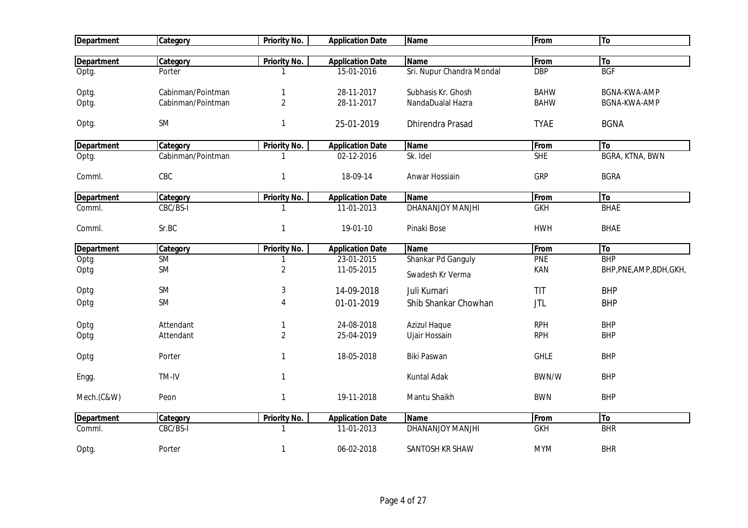| Department | Category | Priority No. | Application Date | Name | From | To |
|---|---|---|---|---|---|---|

| Department | Category | Priority No. | Application Date | Name | From | To |
|---|---|---|---|---|---|---|
| Optg. | Porter | 1 | 15-01-2016 | Sri. Nupur Chandra Mondal | DBP | BGF |
| Optg. | Cabinman/Pointman | 1 | 28-11-2017 | Subhasis Kr. Ghosh | BAHW | BGNA-KWA-AMP |
| Optg. | Cabinman/Pointman | 2 | 28-11-2017 | NandaDualal Hazra | BAHW | BGNA-KWA-AMP |
| Optg. | SM | 1 | 25-01-2019 | Dhirendra Prasad | TYAE | BGNA |

| Department | Category | Priority No. | Application Date | Name | From | To |
|---|---|---|---|---|---|---|
| Optg. | Cabinman/Pointman | 1 | 02-12-2016 | Sk. Idel | SHE | BGRA, KTNA, BWN |
| Comml. | CBC | 1 | 18-09-14 | Anwar Hossiain | GRP | BGRA |

| Department | Category | Priority No. | Application Date | Name | From | To |
|---|---|---|---|---|---|---|
| Comml. | CBC/BS-I | 1 | 11-01-2013 | DHANANJOY MANJHI | GKH | BHAE |
| Comml. | Sr.BC | 1 | 19-01-10 | Pinaki Bose | HWH | BHAE |

| Department | Category | Priority No. | Application Date | Name | From | To |
|---|---|---|---|---|---|---|
| Optg | SM | 1 | 23-01-2015 | Shankar Pd Ganguly | PNE | BHP |
| Optg | SM | 2 | 11-05-2015 | Swadesh Kr Verma | KAN | BHP,PNE,AMP,BDH,GKH, |
| Optg | SM | 3 | 14-09-2018 | Juli Kumari | TIT | BHP |
| Optg | SM | 4 | 01-01-2019 | Shib Shankar Chowhan | JTL | BHP |
| Optg | Attendant | 1 | 24-08-2018 | Azizul Haque | RPH | BHP |
| Optg | Attendant | 2 | 25-04-2019 | Ujair Hossain | RPH | BHP |
| Optg | Porter | 1 | 18-05-2018 | Biki Paswan | GHLE | BHP |
| Engg. | TM-IV | 1 | | Kuntal Adak | BWN/W | BHP |
| Mech.(C&W) | Peon | 1 | 19-11-2018 | Mantu Shaikh | BWN | BHP |

| Department | Category | Priority No. | Application Date | Name | From | To |
|---|---|---|---|---|---|---|
| Comml. | CBC/BS-I | 1 | 11-01-2013 | DHANANJOY MANJHI | GKH | BHR |
| Optg. | Porter | 1 | 06-02-2018 | SANTOSH KR SHAW | MYM | BHR |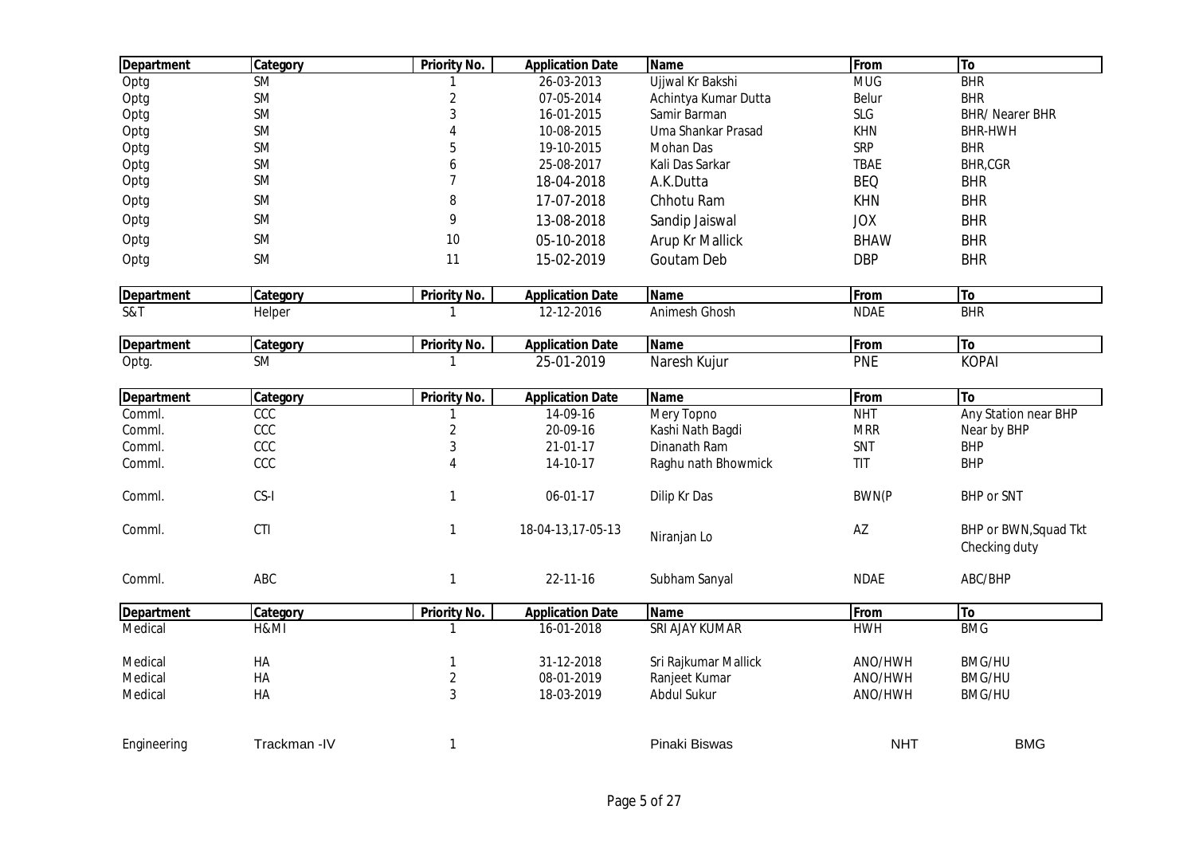| Department | Category | Priority No. | Application Date | Name | From | To |
|---|---|---|---|---|---|---|
| Optg | SM | 1 | 26-03-2013 | Ujjwal Kr Bakshi | MUG | BHR |
| Optg | SM | 2 | 07-05-2014 | Achintya Kumar Dutta | Belur | BHR |
| Optg | SM | 3 | 16-01-2015 | Samir Barman | SLG | BHR/ Nearer BHR |
| Optg | SM | 4 | 10-08-2015 | Uma Shankar Prasad | KHN | BHR-HWH |
| Optg | SM | 5 | 19-10-2015 | Mohan Das | SRP | BHR |
| Optg | SM | 6 | 25-08-2017 | Kali Das Sarkar | TBAE | BHR,CGR |
| Optg | SM | 7 | 18-04-2018 | A.K.Dutta | BEQ | BHR |
| Optg | SM | 8 | 17-07-2018 | Chhotu Ram | KHN | BHR |
| Optg | SM | 9 | 13-08-2018 | Sandip Jaiswal | JOX | BHR |
| Optg | SM | 10 | 05-10-2018 | Arup Kr Mallick | BHAW | BHR |
| Optg | SM | 11 | 15-02-2019 | Goutam Deb | DBP | BHR |

| Department | Category | Priority No. | Application Date | Name | From | To |
|---|---|---|---|---|---|---|
| S&T | Helper | 1 | 12-12-2016 | Animesh Ghosh | NDAE | BHR |

| Department | Category | Priority No. | Application Date | Name | From | To |
|---|---|---|---|---|---|---|
| Optg. | SM | 1 | 25-01-2019 | Naresh Kujur | PNE | KOPAI |

| Department | Category | Priority No. | Application Date | Name | From | To |
|---|---|---|---|---|---|---|
| Comml. | CCC | 1 | 14-09-16 | Mery Topno | NHT | Any Station near BHP |
| Comml. | CCC | 2 | 20-09-16 | Kashi Nath Bagdi | MRR | Near by BHP |
| Comml. | CCC | 3 | 21-01-17 | Dinanath Ram | SNT | BHP |
| Comml. | CCC | 4 | 14-10-17 | Raghu nath Bhowmick | TIT | BHP |
| Comml. | CS-I | 1 | 06-01-17 | Dilip Kr Das | BWN(P | BHP or SNT |
| Comml. | CTI | 1 | 18-04-13,17-05-13 | Niranjan Lo | AZ | BHP or BWN,Squad Tkt Checking duty |
| Comml. | ABC | 1 | 22-11-16 | Subham Sanyal | NDAE | ABC/BHP |

| Department | Category | Priority No. | Application Date | Name | From | To |
|---|---|---|---|---|---|---|
| Medical | H&MI | 1 | 16-01-2018 | SRI AJAY KUMAR | HWH | BMG |
| Medical | HA | 1 | 31-12-2018 | Sri Rajkumar Mallick | ANO/HWH | BMG/HU |
| Medical | HA | 2 | 08-01-2019 | Ranjeet Kumar | ANO/HWH | BMG/HU |
| Medical | HA | 3 | 18-03-2019 | Abdul Sukur | ANO/HWH | BMG/HU |
| Engineering | Trackman -IV | 1 | | Pinaki Biswas | NHT | BMG |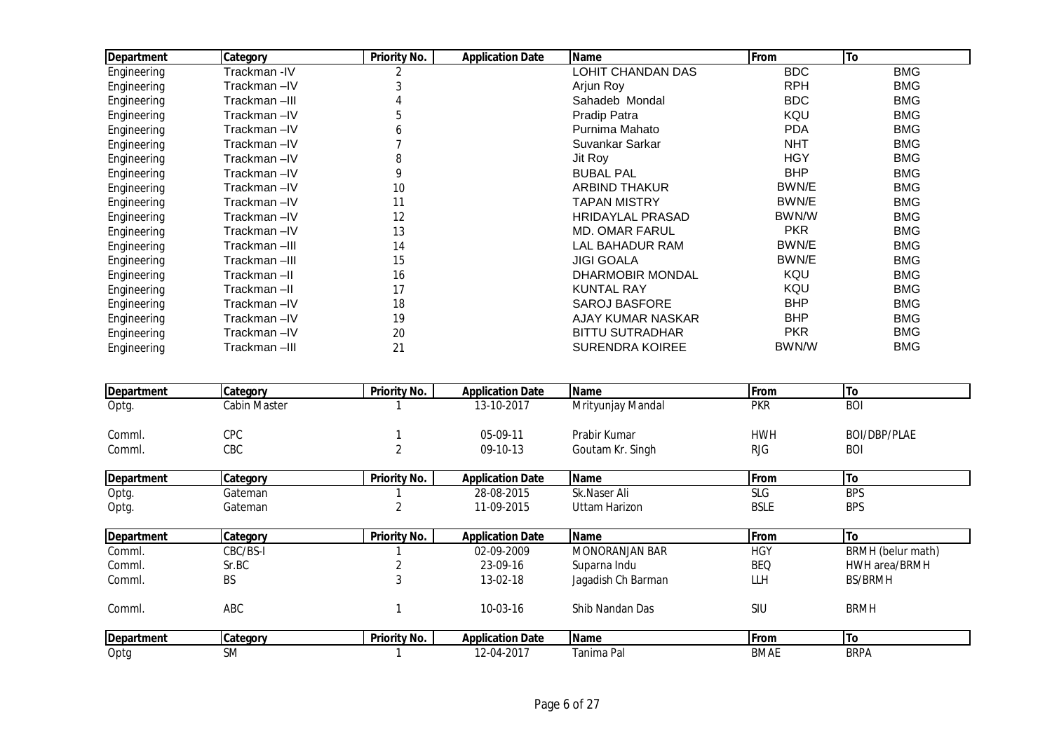| Department | Category | Priority No. | Application Date | Name | From | To |
|---|---|---|---|---|---|---|
| Engineering | Trackman -IV | 2 | | LOHIT CHANDAN DAS | BDC | BMG |
| Engineering | Trackman –IV | 3 | | Arjun Roy | RPH | BMG |
| Engineering | Trackman –III | 4 | | Sahadeb Mondal | BDC | BMG |
| Engineering | Trackman –IV | 5 | | Pradip Patra | KQU | BMG |
| Engineering | Trackman –IV | 6 | | Purnima Mahato | PDA | BMG |
| Engineering | Trackman –IV | 7 | | Suvankar Sarkar | NHT | BMG |
| Engineering | Trackman –IV | 8 | | Jit Roy | HGY | BMG |
| Engineering | Trackman –IV | 9 | | BUBAL PAL | BHP | BMG |
| Engineering | Trackman –IV | 10 | | ARBIND THAKUR | BWN/E | BMG |
| Engineering | Trackman –IV | 11 | | TAPAN MISTRY | BWN/E | BMG |
| Engineering | Trackman –IV | 12 | | HRIDAYLAL PRASAD | BWN/W | BMG |
| Engineering | Trackman –IV | 13 | | MD. OMAR FARUL | PKR | BMG |
| Engineering | Trackman –III | 14 | | LAL BAHADUR RAM | BWN/E | BMG |
| Engineering | Trackman –III | 15 | | JIGI GOALA | BWN/E | BMG |
| Engineering | Trackman –II | 16 | | DHARMOBIR MONDAL | KQU | BMG |
| Engineering | Trackman –II | 17 | | KUNTAL RAY | KQU | BMG |
| Engineering | Trackman –IV | 18 | | SAROJ BASFORE | BHP | BMG |
| Engineering | Trackman –IV | 19 | | AJAY KUMAR NASKAR | BHP | BMG |
| Engineering | Trackman –IV | 20 | | BITTU SUTRADHAR | PKR | BMG |
| Engineering | Trackman –III | 21 | | SURENDRA KOIREE | BWN/W | BMG |

| Department | Category | Priority No. | Application Date | Name | From | To |
|---|---|---|---|---|---|---|
| Optg. | Cabin Master | 1 | 13-10-2017 | Mrityunjay Mandal | PKR | BOI |
| Comml. | CPC | 1 | 05-09-11 | Prabir Kumar | HWH | BOI/DBP/PLAE |
| Comml. | CBC | 2 | 09-10-13 | Goutam Kr. Singh | RJG | BOI |

| Department | Category | Priority No. | Application Date | Name | From | To |
|---|---|---|---|---|---|---|
| Optg. | Gateman | 1 | 28-08-2015 | Sk.Naser Ali | SLG | BPS |
| Optg. | Gateman | 2 | 11-09-2015 | Uttam Harizon | BSLE | BPS |

| Department | Category | Priority No. | Application Date | Name | From | To |
|---|---|---|---|---|---|---|
| Comml. | CBC/BS-I | 1 | 02-09-2009 | MONORANJAN BAR | HGY | BRMH (belur math) |
| Comml. | Sr.BC | 2 | 23-09-16 | Suparna Indu | BEQ | HWH area/BRMH |
| Comml. | BS | 3 | 13-02-18 | Jagadish Ch Barman | LLH | BS/BRMH |
| Comml. | ABC | 1 | 10-03-16 | Shib Nandan Das | SIU | BRMH |

| Department | Category | Priority No. | Application Date | Name | From | To |
|---|---|---|---|---|---|---|
| Optg | SM | 1 | 12-04-2017 | Tanima Pal | BMAE | BRPA |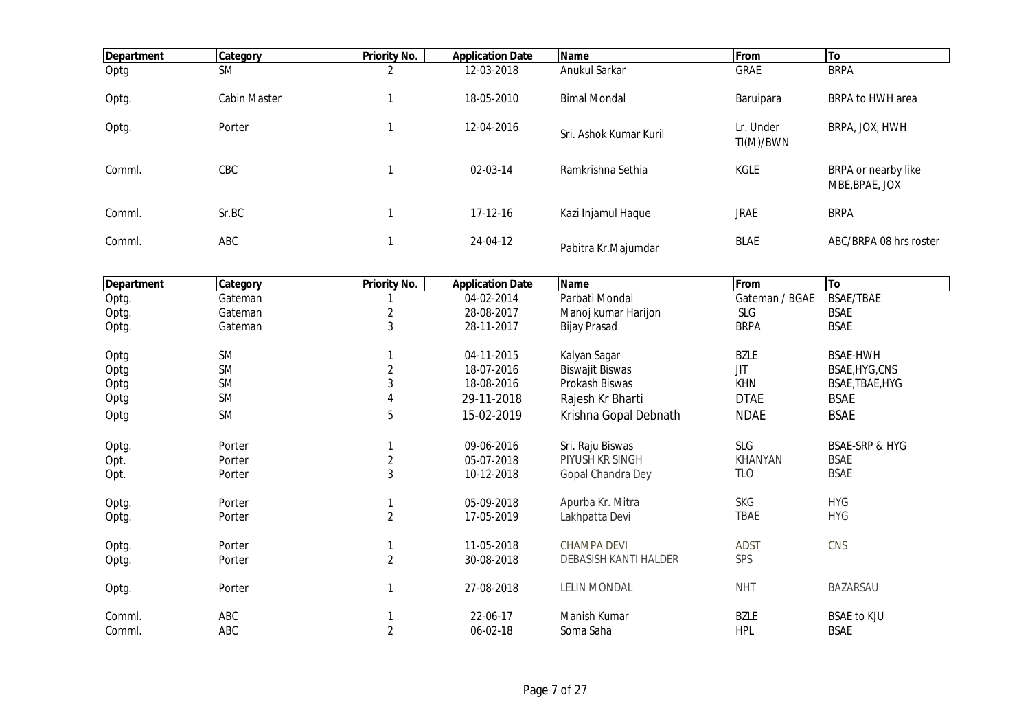| Department | Category | Priority No. | Application Date | Name | From | To |
|---|---|---|---|---|---|---|
| Optg | SM | 2 | 12-03-2018 | Anukul Sarkar | GRAE | BRPA |
| Optg. | Cabin Master | 1 | 18-05-2010 | Bimal Mondal | Baruipara | BRPA to HWH area |
| Optg. | Porter | 1 | 12-04-2016 | Sri. Ashok Kumar Kuril | Lr. Under TI(M)/BWN | BRPA, JOX, HWH |
| Comml. | CBC | 1 | 02-03-14 | Ramkrishna Sethia | KGLE | BRPA or nearby like MBE,BPAE, JOX |
| Comml. | Sr.BC | 1 | 17-12-16 | Kazi Injamul Haque | JRAE | BRPA |
| Comml. | ABC | 1 | 24-04-12 | Pabitra Kr.Majumdar | BLAE | ABC/BRPA 08 hrs roster |

| Department | Category | Priority No. | Application Date | Name | From | To |
|---|---|---|---|---|---|---|
| Optg. | Gateman | 1 | 04-02-2014 | Parbati Mondal | Gateman / BGAE | BSAE/TBAE |
| Optg. | Gateman | 2 | 28-08-2017 | Manoj kumar Harijon | SLG | BSAE |
| Optg. | Gateman | 3 | 28-11-2017 | Bijay Prasad | BRPA | BSAE |
| Optg | SM | 1 | 04-11-2015 | Kalyan Sagar | BZLE | BSAE-HWH |
| Optg | SM | 2 | 18-07-2016 | Biswajit Biswas | JIT | BSAE,HYG,CNS |
| Optg | SM | 3 | 18-08-2016 | Prokash Biswas | KHN | BSAE,TBAE,HYG |
| Optg | SM | 4 | 29-11-2018 | Rajesh Kr Bharti | DTAE | BSAE |
| Optg | SM | 5 | 15-02-2019 | Krishna Gopal Debnath | NDAE | BSAE |
| Optg. | Porter | 1 | 09-06-2016 | Sri. Raju Biswas | SLG | BSAE-SRP & HYG |
| Opt. | Porter | 2 | 05-07-2018 | PIYUSH KR SINGH | KHANYAN | BSAE |
| Opt. | Porter | 3 | 10-12-2018 | Gopal Chandra Dey | TLO | BSAE |
| Optg. | Porter | 1 | 05-09-2018 | Apurba Kr. Mitra | SKG | HYG |
| Optg. | Porter | 2 | 17-05-2019 | Lakhpatta Devi | TBAE | HYG |
| Optg. | Porter | 1 | 11-05-2018 | CHAMPA DEVI | ADST | CNS |
| Optg. | Porter | 2 | 30-08-2018 | DEBASISH KANTI HALDER | SPS | |
| Optg. | Porter | 1 | 27-08-2018 | LELIN MONDAL | NHT | BAZARSAU |
| Comml. | ABC | 1 | 22-06-17 | Manish Kumar | BZLE | BSAE to KJU |
| Comml. | ABC | 2 | 06-02-18 | Soma Saha | HPL | BSAE |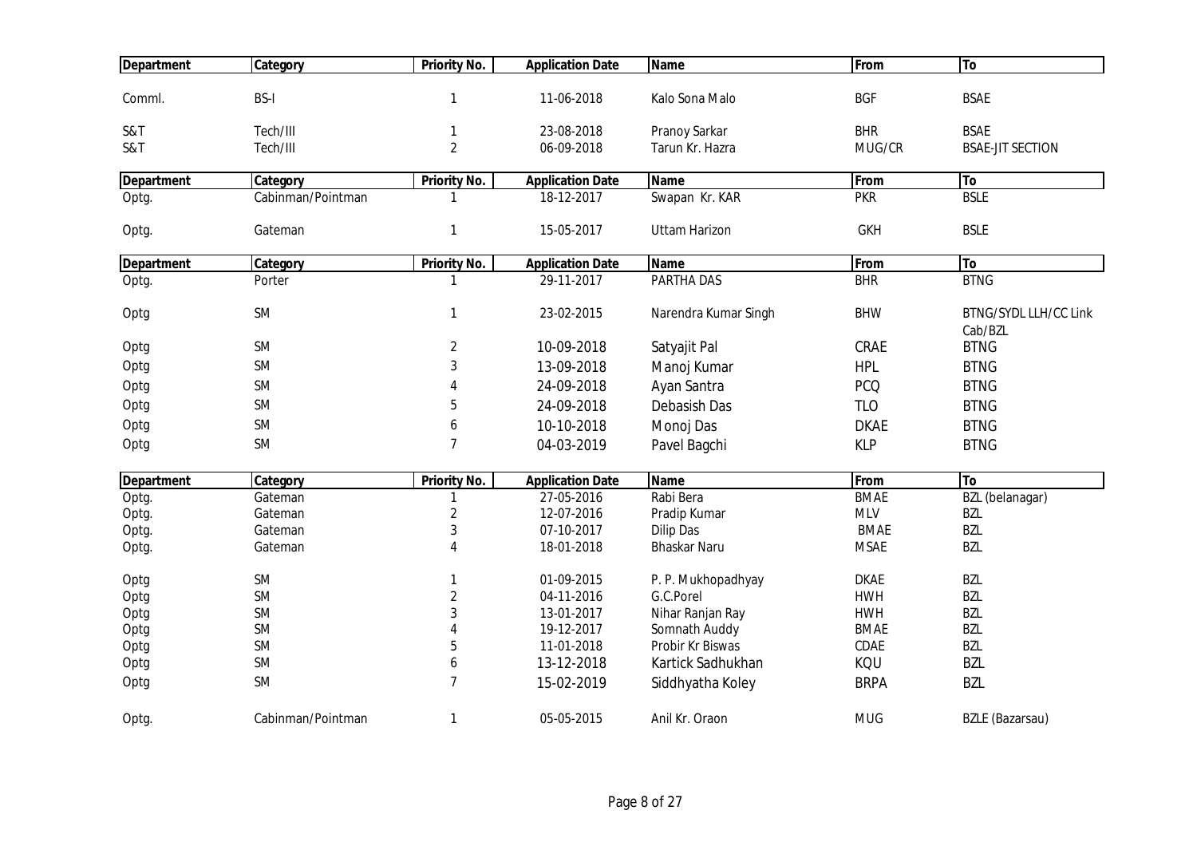| Department | Category | Priority No. | Application Date | Name | From | To |
|---|---|---|---|---|---|---|
| Comml. | BS-I | 1 | 11-06-2018 | Kalo Sona Malo | BGF | BSAE |
| S&T | Tech/III | 1 | 23-08-2018 | Pranoy Sarkar | BHR | BSAE |
| S&T | Tech/III | 2 | 06-09-2018 | Tarun Kr. Hazra | MUG/CR | BSAE-JIT SECTION |

| Department | Category | Priority No. | Application Date | Name | From | To |
|---|---|---|---|---|---|---|
| Optg. | Cabinman/Pointman | 1 | 18-12-2017 | Swapan Kr. KAR | PKR | BSLE |
| Optg. | Gateman | 1 | 15-05-2017 | Uttam Harizon | GKH | BSLE |

| Department | Category | Priority No. | Application Date | Name | From | To |
|---|---|---|---|---|---|---|
| Optg. | Porter | 1 | 29-11-2017 | PARTHA DAS | BHR | BTNG |
| Optg | SM | 1 | 23-02-2015 | Narendra Kumar Singh | BHW | BTNG/SYDL LLH/CC Link Cab/BZL |
| Optg | SM | 2 | 10-09-2018 | Satyajit Pal | CRAE | BTNG |
| Optg | SM | 3 | 13-09-2018 | Manoj Kumar | HPL | BTNG |
| Optg | SM | 4 | 24-09-2018 | Ayan Santra | PCQ | BTNG |
| Optg | SM | 5 | 24-09-2018 | Debasish Das | TLO | BTNG |
| Optg | SM | 6 | 10-10-2018 | Monoj Das | DKAE | BTNG |
| Optg | SM | 7 | 04-03-2019 | Pavel Bagchi | KLP | BTNG |

| Department | Category | Priority No. | Application Date | Name | From | To |
|---|---|---|---|---|---|---|
| Optg. | Gateman | 1 | 27-05-2016 | Rabi Bera | BMAE | BZL (belanagar) |
| Optg. | Gateman | 2 | 12-07-2016 | Pradip Kumar | MLV | BZL |
| Optg. | Gateman | 3 | 07-10-2017 | Dilip Das | BMAE | BZL |
| Optg. | Gateman | 4 | 18-01-2018 | Bhaskar Naru | MSAE | BZL |
| Optg | SM | 1 | 01-09-2015 | P. P. Mukhopadhyay | DKAE | BZL |
| Optg | SM | 2 | 04-11-2016 | G.C.Porel | HWH | BZL |
| Optg | SM | 3 | 13-01-2017 | Nihar Ranjan Ray | HWH | BZL |
| Optg | SM | 4 | 19-12-2017 | Somnath Auddy | BMAE | BZL |
| Optg | SM | 5 | 11-01-2018 | Probir Kr Biswas | CDAE | BZL |
| Optg | SM | 6 | 13-12-2018 | Kartick Sadhukhan | KQU | BZL |
| Optg | SM | 7 | 15-02-2019 | Siddhyatha Koley | BRPA | BZL |
| Optg. | Cabinman/Pointman | 1 | 05-05-2015 | Anil Kr. Oraon | MUG | BZLE (Bazarsau) |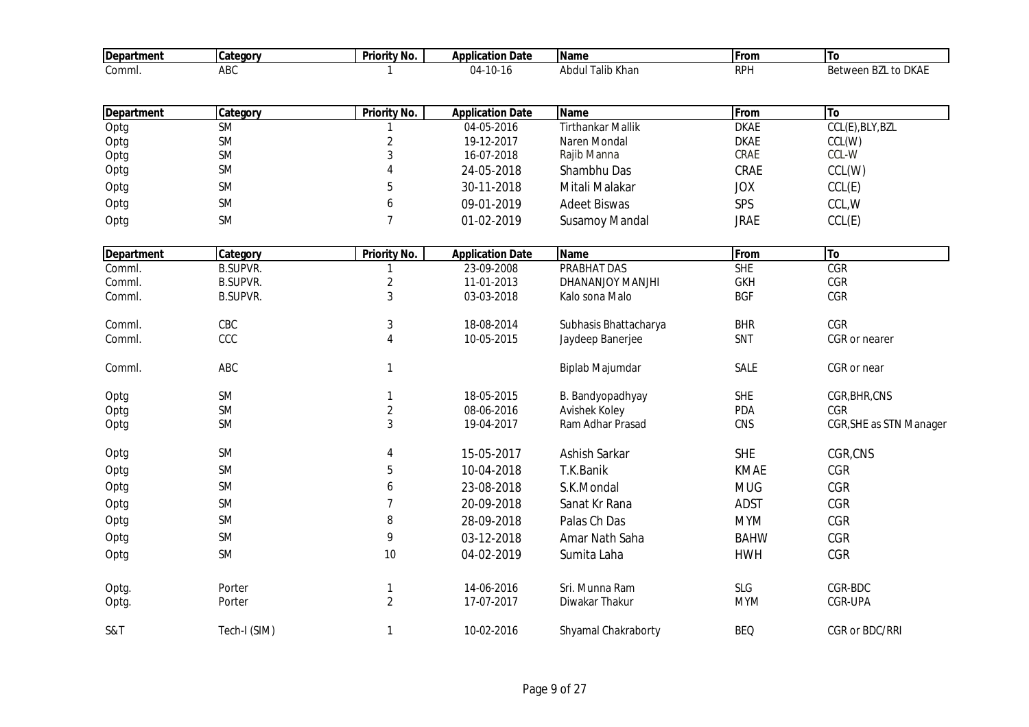| Department | Category | Priority No. | Application Date | Name | From | To |
|---|---|---|---|---|---|---|
| Comml. | ABC | 1 | 04-10-16 | Abdul Talib Khan | RPH | Between BZL to DKAE |

| Department | Category | Priority No. | Application Date | Name | From | To |
|---|---|---|---|---|---|---|
| Optg | SM | 1 | 04-05-2016 | Tirthankar Mallik | DKAE | CCL(E),BLY,BZL |
| Optg | SM | 2 | 19-12-2017 | Naren Mondal | DKAE | CCL(W) |
| Optg | SM | 3 | 16-07-2018 | Rajib Manna | CRAE | CCL-W |
| Optg | SM | 4 | 24-05-2018 | Shambhu Das | CRAE | CCL(W) |
| Optg | SM | 5 | 30-11-2018 | Mitali Malakar | JOX | CCL(E) |
| Optg | SM | 6 | 09-01-2019 | Adeet Biswas | SPS | CCL,W |
| Optg | SM | 7 | 01-02-2019 | Susamoy Mandal | JRAE | CCL(E) |

| Department | Category | Priority No. | Application Date | Name | From | To |
|---|---|---|---|---|---|---|
| Comml. | B.SUPVR. | 1 | 23-09-2008 | PRABHAT DAS | SHE | CGR |
| Comml. | B.SUPVR. | 2 | 11-01-2013 | DHANANJOY MANJHI | GKH | CGR |
| Comml. | B.SUPVR. | 3 | 03-03-2018 | Kalo sona Malo | BGF | CGR |
| Comml. | CBC | 3 | 18-08-2014 | Subhasis Bhattacharya | BHR | CGR |
| Comml. | CCC | 4 | 10-05-2015 | Jaydeep Banerjee | SNT | CGR or nearer |
| Comml. | ABC | 1 | | Biplab Majumdar | SALE | CGR or near |
| Optg | SM | 1 | 18-05-2015 | B. Bandyopadhyay | SHE | CGR,BHR,CNS |
| Optg | SM | 2 | 08-06-2016 | Avishek Koley | PDA | CGR |
| Optg | SM | 3 | 19-04-2017 | Ram Adhar Prasad | CNS | CGR,SHE as STN Manager |
| Optg | SM | 4 | 15-05-2017 | Ashish Sarkar | SHE | CGR,CNS |
| Optg | SM | 5 | 10-04-2018 | T.K.Banik | KMAE | CGR |
| Optg | SM | 6 | 23-08-2018 | S.K.Mondal | MUG | CGR |
| Optg | SM | 7 | 20-09-2018 | Sanat Kr Rana | ADST | CGR |
| Optg | SM | 8 | 28-09-2018 | Palas Ch Das | MYM | CGR |
| Optg | SM | 9 | 03-12-2018 | Amar Nath Saha | BAHW | CGR |
| Optg | SM | 10 | 04-02-2019 | Sumita Laha | HWH | CGR |
| Optg. | Porter | 1 | 14-06-2016 | Sri. Munna Ram | SLG | CGR-BDC |
| Optg. | Porter | 2 | 17-07-2017 | Diwakar Thakur | MYM | CGR-UPA |
| S&T | Tech-I (SIM) | 1 | 10-02-2016 | Shyamal Chakraborty | BEQ | CGR or BDC/RRI |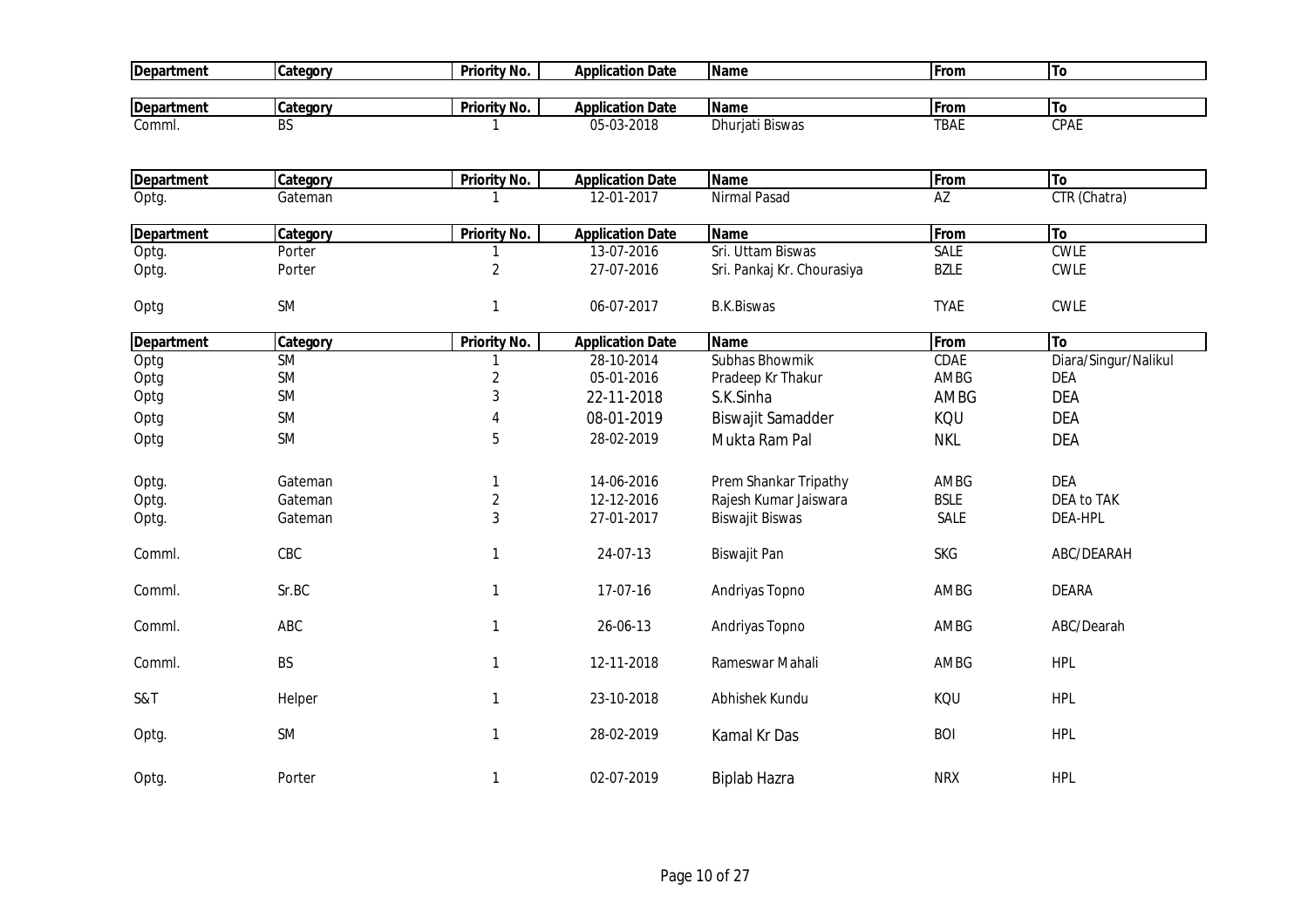| Department | Category | Priority No. | Application Date | Name | From | To |
|---|---|---|---|---|---|---|

| Department | Category | Priority No. | Application Date | Name | From | To |
|---|---|---|---|---|---|---|
| Comml. | BS | 1 | 05-03-2018 | Dhurjati Biswas | TBAE | CPAE |

| Department | Category | Priority No. | Application Date | Name | From | To |
|---|---|---|---|---|---|---|
| Optg. | Gateman | 1 | 12-01-2017 | Nirmal Pasad | AZ | CTR (Chatra) |

| Department | Category | Priority No. | Application Date | Name | From | To |
|---|---|---|---|---|---|---|
| Optg. | Porter | 1 | 13-07-2016 | Sri. Uttam Biswas | SALE | CWLE |
| Optg. | Porter | 2 | 27-07-2016 | Sri. Pankaj Kr. Chourasiya | BZLE | CWLE |
| Optg | SM | 1 | 06-07-2017 | B.K.Biswas | TYAE | CWLE |

| Department | Category | Priority No. | Application Date | Name | From | To |
|---|---|---|---|---|---|---|
| Optg | SM | 1 | 28-10-2014 | Subhas Bhowmik | CDAE | Diara/Singur/Nalikul |
| Optg | SM | 2 | 05-01-2016 | Pradeep Kr Thakur | AMBG | DEA |
| Optg | SM | 3 | 22-11-2018 | S.K.Sinha | AMBG | DEA |
| Optg | SM | 4 | 08-01-2019 | Biswajit Samadder | KQU | DEA |
| Optg | SM | 5 | 28-02-2019 | Mukta Ram Pal | NKL | DEA |
| Optg. | Gateman | 1 | 14-06-2016 | Prem Shankar Tripathy | AMBG | DEA |
| Optg. | Gateman | 2 | 12-12-2016 | Rajesh Kumar Jaiswara | BSLE | DEA to TAK |
| Optg. | Gateman | 3 | 27-01-2017 | Biswajit Biswas | SALE | DEA-HPL |
| Comml. | CBC | 1 | 24-07-13 | Biswajit Pan | SKG | ABC/DEARAH |
| Comml. | Sr.BC | 1 | 17-07-16 | Andriyas Topno | AMBG | DEARA |
| Comml. | ABC | 1 | 26-06-13 | Andriyas Topno | AMBG | ABC/Dearah |
| Comml. | BS | 1 | 12-11-2018 | Rameswar Mahali | AMBG | HPL |
| S&T | Helper | 1 | 23-10-2018 | Abhishek Kundu | KQU | HPL |
| Optg. | SM | 1 | 28-02-2019 | Kamal Kr Das | BOI | HPL |
| Optg. | Porter | 1 | 02-07-2019 | Biplab Hazra | NRX | HPL |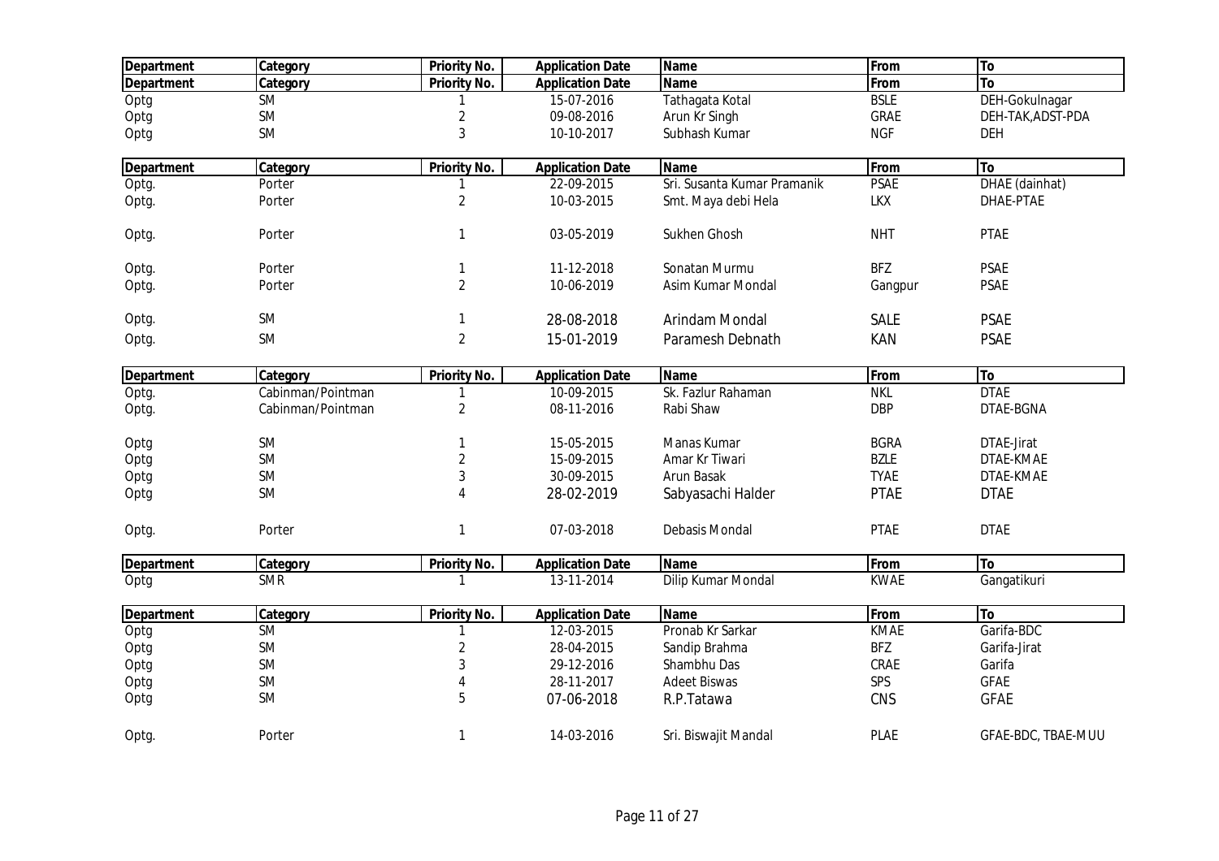| Department | Category | Priority No. | Application Date | Name | From | To |
|---|---|---|---|---|---|---|
| Department | Category | Priority No. | Application Date | Name | From | To |
| Optg | SM | 1 | 15-07-2016 | Tathagata Kotal | BSLE | DEH-Gokulnagar |
| Optg | SM | 2 | 09-08-2016 | Arun Kr Singh | GRAE | DEH-TAK,ADST-PDA |
| Optg | SM | 3 | 10-10-2017 | Subhash Kumar | NGF | DEH |

| Department | Category | Priority No. | Application Date | Name | From | To |
|---|---|---|---|---|---|---|
| Optg. | Porter | 1 | 22-09-2015 | Sri. Susanta Kumar Pramanik | PSAE | DHAE (dainhat) |
| Optg. | Porter | 2 | 10-03-2015 | Smt. Maya debi Hela | LKX | DHAE-PTAE |
| Optg. | Porter | 1 | 03-05-2019 | Sukhen Ghosh | NHT | PTAE |
| Optg. | Porter | 1 | 11-12-2018 | Sonatan Murmu | BFZ | PSAE |
| Optg. | Porter | 2 | 10-06-2019 | Asim Kumar Mondal | Gangpur | PSAE |
| Optg. | SM | 1 | 28-08-2018 | Arindam Mondal | SALE | PSAE |
| Optg. | SM | 2 | 15-01-2019 | Paramesh Debnath | KAN | PSAE |

| Department | Category | Priority No. | Application Date | Name | From | To |
|---|---|---|---|---|---|---|
| Optg. | Cabinman/Pointman | 1 | 10-09-2015 | Sk. Fazlur Rahaman | NKL | DTAE |
| Optg. | Cabinman/Pointman | 2 | 08-11-2016 | Rabi Shaw | DBP | DTAE-BGNA |
| Optg | SM | 1 | 15-05-2015 | Manas Kumar | BGRA | DTAE-Jirat |
| Optg | SM | 2 | 15-09-2015 | Amar Kr Tiwari | BZLE | DTAE-KMAE |
| Optg | SM | 3 | 30-09-2015 | Arun Basak | TYAE | DTAE-KMAE |
| Optg | SM | 4 | 28-02-2019 | Sabyasachi Halder | PTAE | DTAE |
| Optg. | Porter | 1 | 07-03-2018 | Debasis Mondal | PTAE | DTAE |

| Department | Category | Priority No. | Application Date | Name | From | To |
|---|---|---|---|---|---|---|
| Optg | SMR | 1 | 13-11-2014 | Dilip Kumar Mondal | KWAE | Gangatikuri |

| Department | Category | Priority No. | Application Date | Name | From | To |
|---|---|---|---|---|---|---|
| Optg | SM | 1 | 12-03-2015 | Pronab Kr Sarkar | KMAE | Garifa-BDC |
| Optg | SM | 2 | 28-04-2015 | Sandip Brahma | BFZ | Garifa-Jirat |
| Optg | SM | 3 | 29-12-2016 | Shambhu Das | CRAE | Garifa |
| Optg | SM | 4 | 28-11-2017 | Adeet Biswas | SPS | GFAE |
| Optg | SM | 5 | 07-06-2018 | R.P.Tatawa | CNS | GFAE |
| Optg. | Porter | 1 | 14-03-2016 | Sri. Biswajit Mandal | PLAE | GFAE-BDC, TBAE-MUU |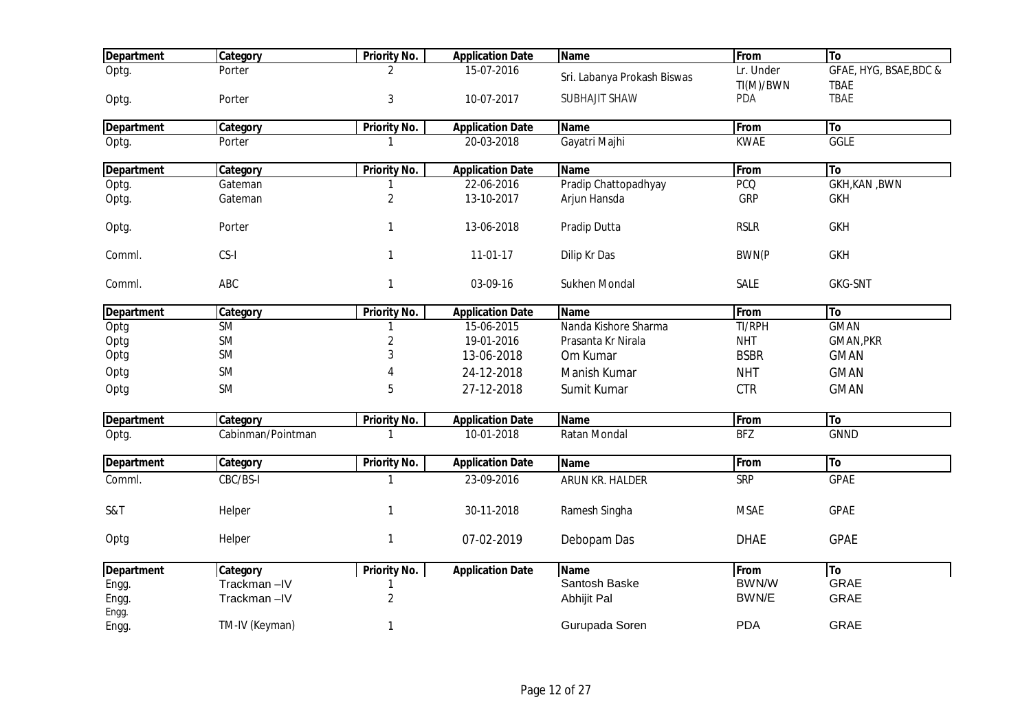| Department | Category | Priority No. | Application Date | Name | From | To |
|---|---|---|---|---|---|---|
| Optg. | Porter | 2 | 15-07-2016 | Sri. Labanya Prokash Biswas | Lr. Under TI(M)/BWN | GFAE, HYG, BSAE,BDC & TBAE |
| Optg. | Porter | 3 | 10-07-2017 | SUBHAJIT SHAW | PDA | TBAE |

| Department | Category | Priority No. | Application Date | Name | From | To |
|---|---|---|---|---|---|---|
| Optg. | Porter | 1 | 20-03-2018 | Gayatri Majhi | KWAE | GGLE |

| Department | Category | Priority No. | Application Date | Name | From | To |
|---|---|---|---|---|---|---|
| Optg. | Gateman | 1 | 22-06-2016 | Pradip Chattopadhyay | PCQ | GKH,KAN ,BWN |
| Optg. | Gateman | 2 | 13-10-2017 | Arjun Hansda | GRP | GKH |
| Optg. | Porter | 1 | 13-06-2018 | Pradip Dutta | RSLR | GKH |
| Comml. | CS-I | 1 | 11-01-17 | Dilip Kr Das | BWN(P | GKH |
| Comml. | ABC | 1 | 03-09-16 | Sukhen Mondal | SALE | GKG-SNT |

| Department | Category | Priority No. | Application Date | Name | From | To |
|---|---|---|---|---|---|---|
| Optg | SM | 1 | 15-06-2015 | Nanda Kishore Sharma | TI/RPH | GMAN |
| Optg | SM | 2 | 19-01-2016 | Prasanta Kr Nirala | NHT | GMAN,PKR |
| Optg | SM | 3 | 13-06-2018 | Om Kumar | BSBR | GMAN |
| Optg | SM | 4 | 24-12-2018 | Manish Kumar | NHT | GMAN |
| Optg | SM | 5 | 27-12-2018 | Sumit Kumar | CTR | GMAN |

| Department | Category | Priority No. | Application Date | Name | From | To |
|---|---|---|---|---|---|---|
| Optg. | Cabinman/Pointman | 1 | 10-01-2018 | Ratan Mondal | BFZ | GNND |

| Department | Category | Priority No. | Application Date | Name | From | To |
|---|---|---|---|---|---|---|
| Comml. | CBC/BS-I | 1 | 23-09-2016 | ARUN KR. HALDER | SRP | GPAE |
| S&T | Helper | 1 | 30-11-2018 | Ramesh Singha | MSAE | GPAE |
| Optg | Helper | 1 | 07-02-2019 | Debopam Das | DHAE | GPAE |

| Department | Category | Priority No. | Application Date | Name | From | To |
|---|---|---|---|---|---|---|
| Engg. | Trackman –IV | 1 | | Santosh Baske | BWN/W | GRAE |
| Engg. | Trackman –IV | 2 | | Abhijit Pal | BWN/E | GRAE |
| Engg. | | | | | | |
| Engg. | TM-IV (Keyman) | 1 | | Gurupada Soren | PDA | GRAE |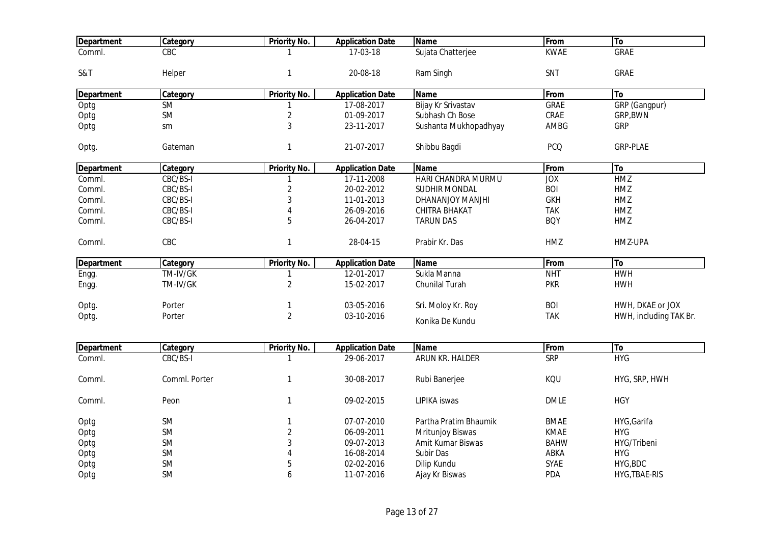| Department | Category | Priority No. | Application Date | Name | From | To |
|---|---|---|---|---|---|---|
| Comml. | CBC | 1 | 17-03-18 | Sujata Chatterjee | KWAE | GRAE |
| S&T | Helper | 1 | 20-08-18 | Ram Singh | SNT | GRAE |

| Department | Category | Priority No. | Application Date | Name | From | To |
|---|---|---|---|---|---|---|
| Optg | SM | 1 | 17-08-2017 | Bijay Kr Srivastav | GRAE | GRP (Gangpur) |
| Optg | SM | 2 | 01-09-2017 | Subhash Ch Bose | CRAE | GRP,BWN |
| Optg | sm | 3 | 23-11-2017 | Sushanta Mukhopadhyay | AMBG | GRP |
| Optg. | Gateman | 1 | 21-07-2017 | Shibbu Bagdi | PCQ | GRP-PLAE |

| Department | Category | Priority No. | Application Date | Name | From | To |
|---|---|---|---|---|---|---|
| Comml. | CBC/BS-I | 1 | 17-11-2008 | HARI CHANDRA MURMU | JOX | HMZ |
| Comml. | CBC/BS-I | 2 | 20-02-2012 | SUDHIR MONDAL | BOI | HMZ |
| Comml. | CBC/BS-I | 3 | 11-01-2013 | DHANANJOY MANJHI | GKH | HMZ |
| Comml. | CBC/BS-I | 4 | 26-09-2016 | CHITRA BHAKAT | TAK | HMZ |
| Comml. | CBC/BS-I | 5 | 26-04-2017 | TARUN DAS | BQY | HMZ |
| Comml. | CBC | 1 | 28-04-15 | Prabir Kr. Das | HMZ | HMZ-UPA |

| Department | Category | Priority No. | Application Date | Name | From | To |
|---|---|---|---|---|---|---|
| Engg. | TM-IV/GK | 1 | 12-01-2017 | Sukla Manna | NHT | HWH |
| Engg. | TM-IV/GK | 2 | 15-02-2017 | Chunilal Turah | PKR | HWH |
| Optg. | Porter | 1 | 03-05-2016 | Sri. Moloy Kr. Roy | BOI | HWH, DKAE or JOX |
| Optg. | Porter | 2 | 03-10-2016 | Konika De Kundu | TAK | HWH, including TAK Br. |

| Department | Category | Priority No. | Application Date | Name | From | To |
|---|---|---|---|---|---|---|
| Comml. | CBC/BS-I | 1 | 29-06-2017 | ARUN KR. HALDER | SRP | HYG |
| Comml. | Comml. Porter | 1 | 30-08-2017 | Rubi Banerjee | KQU | HYG, SRP, HWH |
| Comml. | Peon | 1 | 09-02-2015 | LIPIKA iswas | DMLE | HGY |
| Optg | SM | 1 | 07-07-2010 | Partha Pratim Bhaumik | BMAE | HYG,Garifa |
| Optg | SM | 2 | 06-09-2011 | Mritunjoy Biswas | KMAE | HYG |
| Optg | SM | 3 | 09-07-2013 | Amit Kumar Biswas | BAHW | HYG/Tribeni |
| Optg | SM | 4 | 16-08-2014 | Subir Das | ABKA | HYG |
| Optg | SM | 5 | 02-02-2016 | Dilip Kundu | SYAE | HYG,BDC |
| Optg | SM | 6 | 11-07-2016 | Ajay Kr Biswas | PDA | HYG,TBAE-RIS |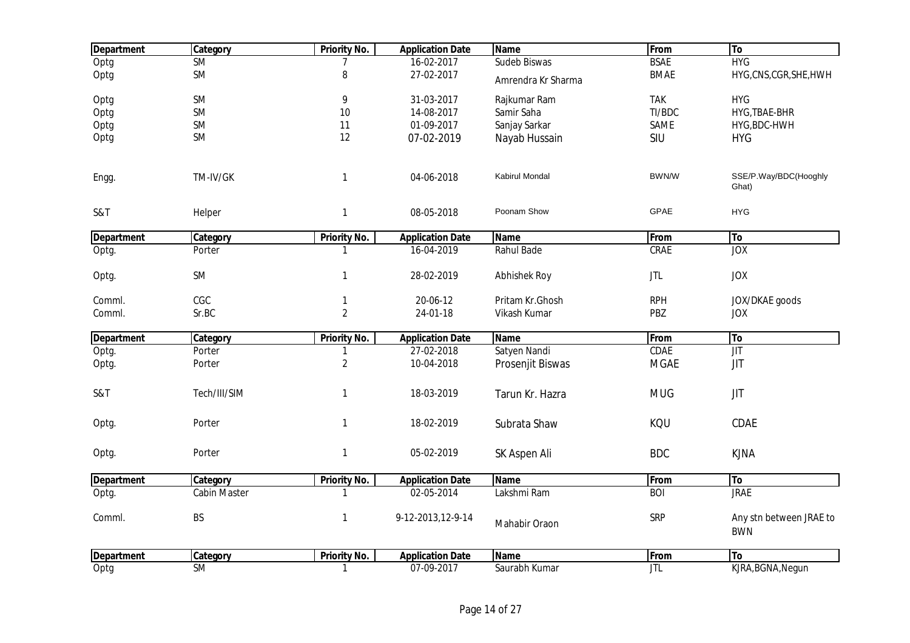| Department | Category | Priority No. | Application Date | Name | From | To |
|---|---|---|---|---|---|---|
| Optg | SM | 7 | 16-02-2017 | Sudeb Biswas | BSAE | HYG |
| Optg | SM | 8 | 27-02-2017 | Amrendra Kr Sharma | BMAE | HYG,CNS,CGR,SHE,HWH |
| Optg | SM | 9 | 31-03-2017 | Rajkumar Ram | TAK | HYG |
| Optg | SM | 10 | 14-08-2017 | Samir Saha | TI/BDC | HYG,TBAE-BHR |
| Optg | SM | 11 | 01-09-2017 | Sanjay Sarkar | SAME | HYG,BDC-HWH |
| Optg | SM | 12 | 07-02-2019 | Nayab Hussain | SIU | HYG |
| Engg. | TM-IV/GK | 1 | 04-06-2018 | Kabirul Mondal | BWN/W | SSE/P.Way/BDC(Hooghly Ghat) |
| S&T | Helper | 1 | 08-05-2018 | Poonam Show | GPAE | HYG |

| Department | Category | Priority No. | Application Date | Name | From | To |
|---|---|---|---|---|---|---|
| Optg. | Porter | 1 | 16-04-2019 | Rahul Bade | CRAE | JOX |
| Optg. | SM | 1 | 28-02-2019 | Abhishek Roy | JTL | JOX |
| Comml. | CGC | 1 | 20-06-12 | Pritam Kr.Ghosh | RPH | JOX/DKAE goods |
| Comml. | Sr.BC | 2 | 24-01-18 | Vikash Kumar | PBZ | JOX |

| Department | Category | Priority No. | Application Date | Name | From | To |
|---|---|---|---|---|---|---|
| Optg. | Porter | 1 | 27-02-2018 | Satyen Nandi | CDAE | JIT |
| Optg. | Porter | 2 | 10-04-2018 | Prosenjit Biswas | MGAE | JIT |
| S&T | Tech/III/SIM | 1 | 18-03-2019 | Tarun Kr. Hazra | MUG | JIT |
| Optg. | Porter | 1 | 18-02-2019 | Subrata Shaw | KQU | CDAE |
| Optg. | Porter | 1 | 05-02-2019 | SK Aspen Ali | BDC | KJNA |

| Department | Category | Priority No. | Application Date | Name | From | To |
|---|---|---|---|---|---|---|
| Optg. | Cabin Master | 1 | 02-05-2014 | Lakshmi Ram | BOI | JRAE |
| Comml. | BS | 1 | 9-12-2013,12-9-14 | Mahabir Oraon | SRP | Any stn between JRAE to BWN |

| Department | Category | Priority No. | Application Date | Name | From | To |
|---|---|---|---|---|---|---|
| Optg | SM | 1 | 07-09-2017 | Saurabh Kumar | JTL | KJRA,BGNA,Negun |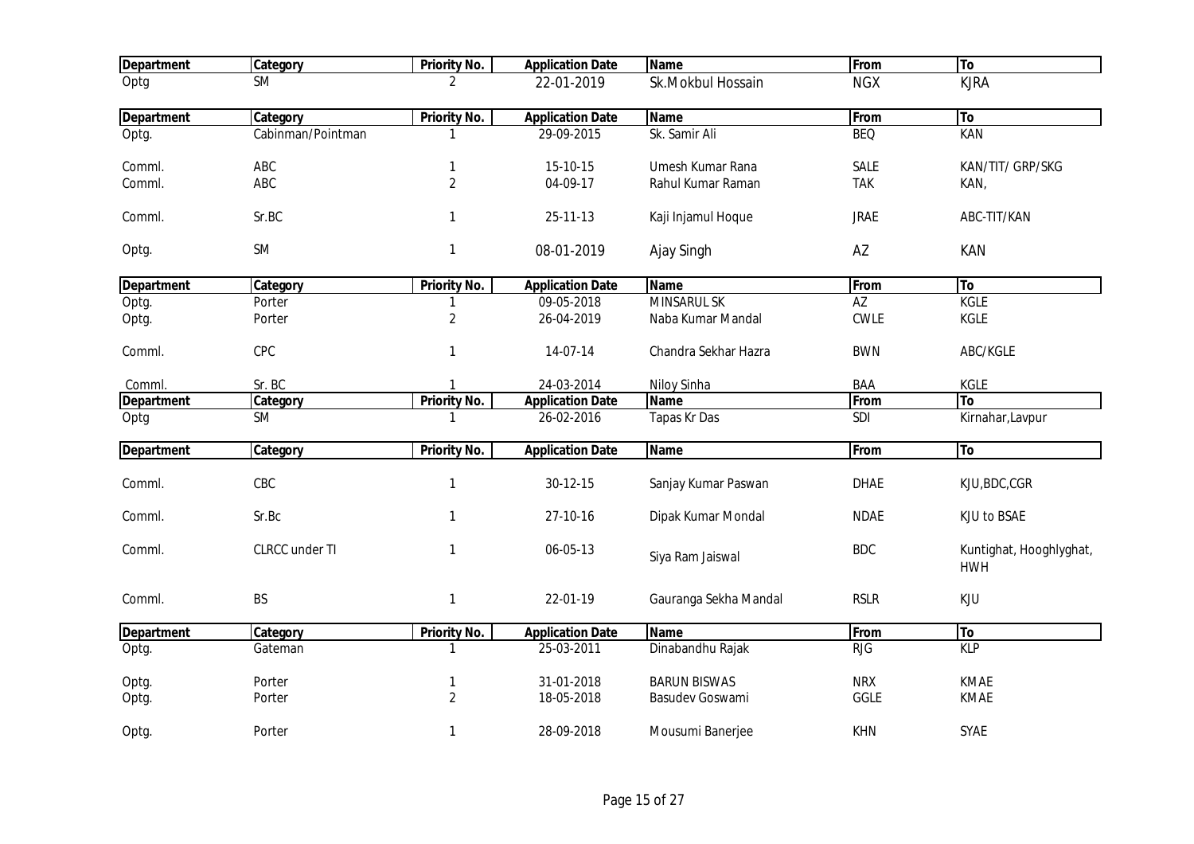| Department | Category | Priority No. | Application Date | Name | From | To |
|---|---|---|---|---|---|---|
| Optg | SM | 2 | 22-01-2019 | Sk.Mokbul Hossain | NGX | KJRA |

| Department | Category | Priority No. | Application Date | Name | From | To |
|---|---|---|---|---|---|---|
| Optg. | Cabinman/Pointman | 1 | 29-09-2015 | Sk. Samir Ali | BEQ | KAN |
| Comml. | ABC | 1 | 15-10-15 | Umesh Kumar Rana | SALE | KAN/TIT/ GRP/SKG |
| Comml. | ABC | 2 | 04-09-17 | Rahul Kumar Raman | TAK | KAN, |
| Comml. | Sr.BC | 1 | 25-11-13 | Kaji Injamul Hoque | JRAE | ABC-TIT/KAN |
| Optg. | SM | 1 | 08-01-2019 | Ajay Singh | AZ | KAN |

| Department | Category | Priority No. | Application Date | Name | From | To |
|---|---|---|---|---|---|---|
| Optg. | Porter | 1 | 09-05-2018 | MINSARUL SK | AZ | KGLE |
| Optg. | Porter | 2 | 26-04-2019 | Naba Kumar Mandal | CWLE | KGLE |
| Comml. | CPC | 1 | 14-07-14 | Chandra Sekhar Hazra | BWN | ABC/KGLE |
| Comml. | Sr. BC | 1 | 24-03-2014 | Niloy Sinha | BAA | KGLE |

| Department | Category | Priority No. | Application Date | Name | From | To |
|---|---|---|---|---|---|---|
| Optg | SM | 1 | 26-02-2016 | Tapas Kr Das | SDI | Kirnahar,Lavpur |

| Department | Category | Priority No. | Application Date | Name | From | To |
|---|---|---|---|---|---|---|
| Comml. | CBC | 1 | 30-12-15 | Sanjay Kumar Paswan | DHAE | KJU,BDC,CGR |
| Comml. | Sr.Bc | 1 | 27-10-16 | Dipak Kumar Mondal | NDAE | KJU to BSAE |
| Comml. | CLRCC under TI | 1 | 06-05-13 | Siya Ram Jaiswal | BDC | Kuntighat, Hooghlyghat, HWH |
| Comml. | BS | 1 | 22-01-19 | Gauranga Sekha Mandal | RSLR | KJU |

| Department | Category | Priority No. | Application Date | Name | From | To |
|---|---|---|---|---|---|---|
| Optg. | Gateman | 1 | 25-03-2011 | Dinabandhu Rajak | RJG | KLP |
| Optg. | Porter | 1 | 31-01-2018 | BARUN BISWAS | NRX | KMAE |
| Optg. | Porter | 2 | 18-05-2018 | Basudev Goswami | GGLE | KMAE |
| Optg. | Porter | 1 | 28-09-2018 | Mousumi Banerjee | KHN | SYAE |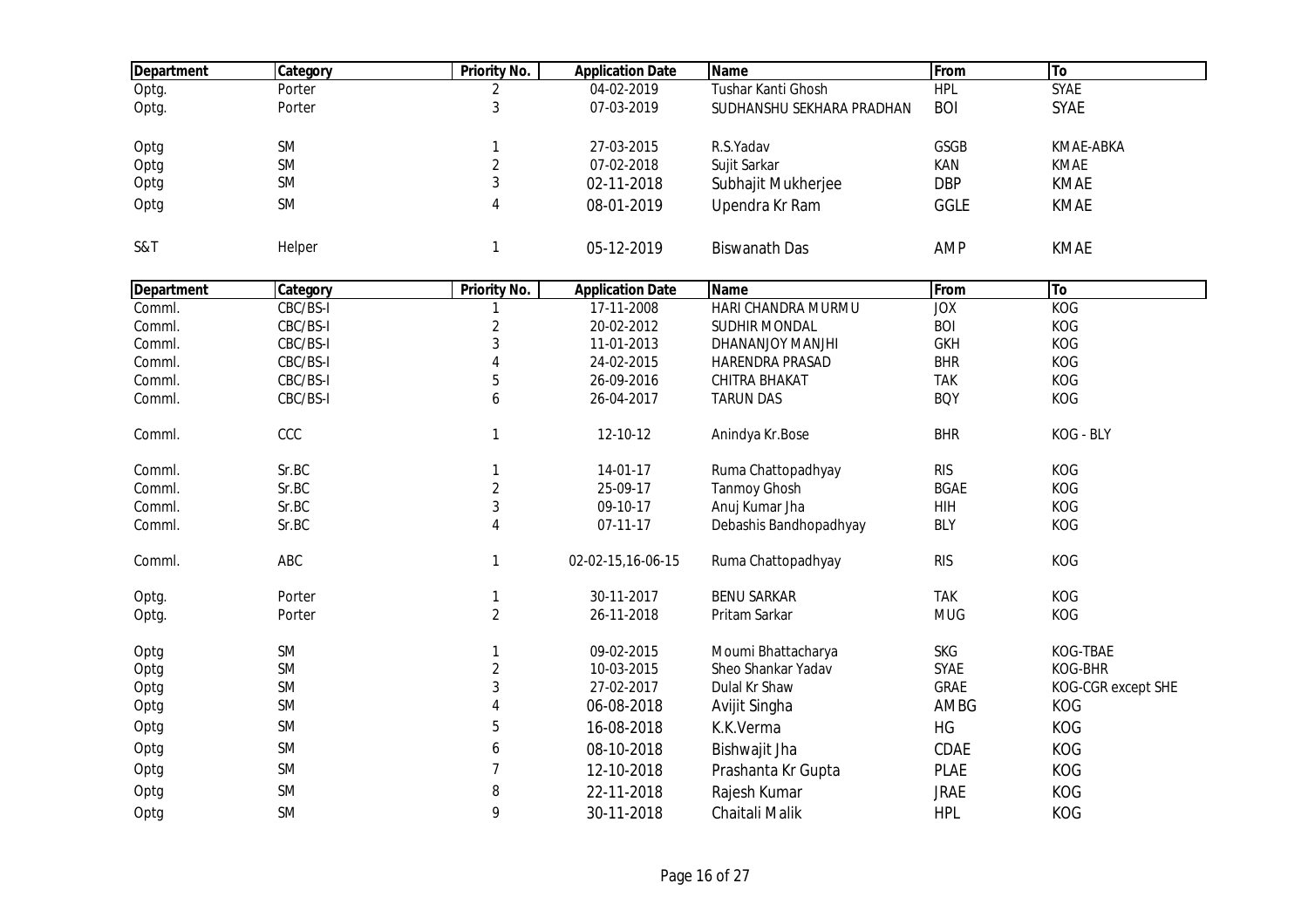| Department | Category | Priority No. | Application Date | Name | From | To |
|---|---|---|---|---|---|---|
| Optg. | Porter | 2 | 04-02-2019 | Tushar Kanti Ghosh | HPL | SYAE |
| Optg. | Porter | 3 | 07-03-2019 | SUDHANSHU SEKHARA PRADHAN | BOI | SYAE |
| Optg | SM | 1 | 27-03-2015 | R.S.Yadav | GSGB | KMAE-ABKA |
| Optg | SM | 2 | 07-02-2018 | Sujit Sarkar | KAN | KMAE |
| Optg | SM | 3 | 02-11-2018 | Subhajit Mukherjee | DBP | KMAE |
| Optg | SM | 4 | 08-01-2019 | Upendra Kr Ram | GGLE | KMAE |
| S&T | Helper | 1 | 05-12-2019 | Biswanath Das | AMP | KMAE |

| Department | Category | Priority No. | Application Date | Name | From | To |
|---|---|---|---|---|---|---|
| Comml. | CBC/BS-I | 1 | 17-11-2008 | HARI CHANDRA MURMU | JOX | KOG |
| Comml. | CBC/BS-I | 2 | 20-02-2012 | SUDHIR MONDAL | BOI | KOG |
| Comml. | CBC/BS-I | 3 | 11-01-2013 | DHANANJOY MANJHI | GKH | KOG |
| Comml. | CBC/BS-I | 4 | 24-02-2015 | HARENDRA PRASAD | BHR | KOG |
| Comml. | CBC/BS-I | 5 | 26-09-2016 | CHITRA BHAKAT | TAK | KOG |
| Comml. | CBC/BS-I | 6 | 26-04-2017 | TARUN DAS | BQY | KOG |
| Comml. | CCC | 1 | 12-10-12 | Anindya Kr.Bose | BHR | KOG - BLY |
| Comml. | Sr.BC | 1 | 14-01-17 | Ruma Chattopadhyay | RIS | KOG |
| Comml. | Sr.BC | 2 | 25-09-17 | Tanmoy Ghosh | BGAE | KOG |
| Comml. | Sr.BC | 3 | 09-10-17 | Anuj Kumar Jha | HIH | KOG |
| Comml. | Sr.BC | 4 | 07-11-17 | Debashis Bandhopadhyay | BLY | KOG |
| Comml. | ABC | 1 | 02-02-15,16-06-15 | Ruma Chattopadhyay | RIS | KOG |
| Optg. | Porter | 1 | 30-11-2017 | BENU SARKAR | TAK | KOG |
| Optg. | Porter | 2 | 26-11-2018 | Pritam Sarkar | MUG | KOG |
| Optg | SM | 1 | 09-02-2015 | Moumi Bhattacharya | SKG | KOG-TBAE |
| Optg | SM | 2 | 10-03-2015 | Sheo Shankar Yadav | SYAE | KOG-BHR |
| Optg | SM | 3 | 27-02-2017 | Dulal Kr Shaw | GRAE | KOG-CGR except SHE |
| Optg | SM | 4 | 06-08-2018 | Avijit Singha | AMBG | KOG |
| Optg | SM | 5 | 16-08-2018 | K.K.Verma | HG | KOG |
| Optg | SM | 6 | 08-10-2018 | Bishwajit Jha | CDAE | KOG |
| Optg | SM | 7 | 12-10-2018 | Prashanta Kr Gupta | PLAE | KOG |
| Optg | SM | 8 | 22-11-2018 | Rajesh Kumar | JRAE | KOG |
| Optg | SM | 9 | 30-11-2018 | Chaitali Malik | HPL | KOG |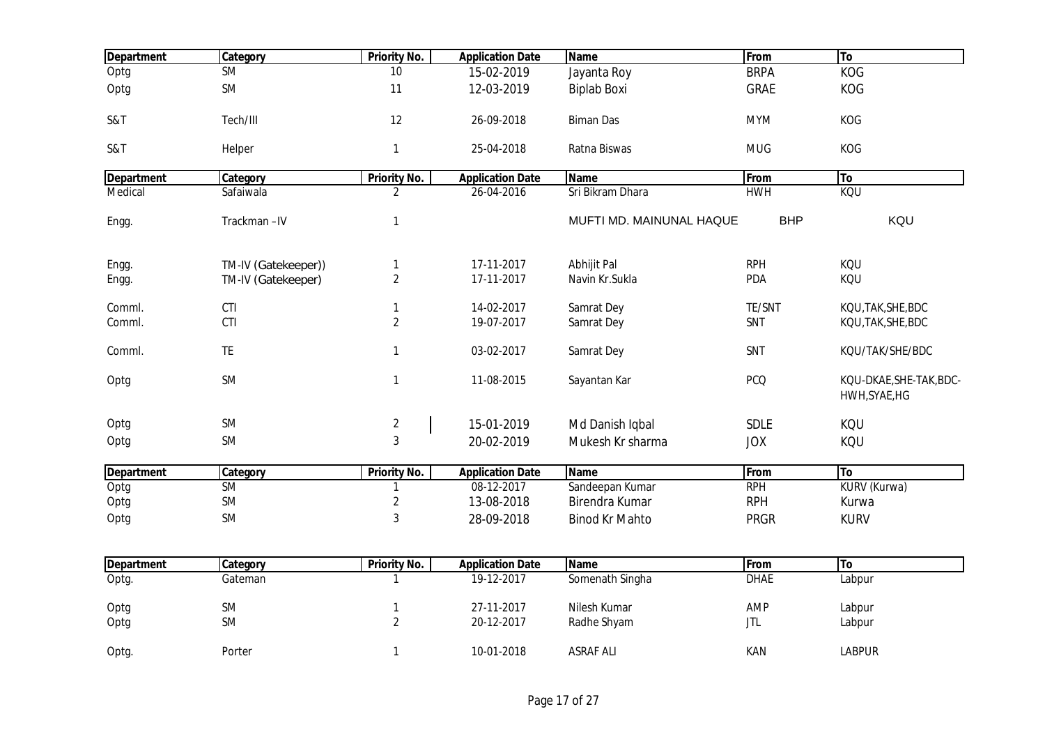| Department | Category | Priority No. | Application Date | Name | From | To |
|---|---|---|---|---|---|---|
| Optg | SM | 10 | 15-02-2019 | Jayanta Roy | BRPA | KOG |
| Optg | SM | 11 | 12-03-2019 | Biplab Boxi | GRAE | KOG |
| S&T | Tech/III | 12 | 26-09-2018 | Biman Das | MYM | KOG |
| S&T | Helper | 1 | 25-04-2018 | Ratna Biswas | MUG | KOG |

| Department | Category | Priority No. | Application Date | Name | From | To |
|---|---|---|---|---|---|---|
| Medical | Safaiwala | 2 | 26-04-2016 | Sri Bikram Dhara | HWH | KQU |
| Engg. | Trackman –IV | 1 | | MUFTI MD. MAINUNAL HAQUE | BHP | KQU |
| Engg. | TM-IV (Gatekeeper)) | 1 | 17-11-2017 | Abhijit Pal | RPH | KQU |
| Engg. | TM-IV (Gatekeeper) | 2 | 17-11-2017 | Navin Kr.Sukla | PDA | KQU |
| Comml. | CTI | 1 | 14-02-2017 | Samrat Dey | TE/SNT | KQU,TAK,SHE,BDC |
| Comml. | CTI | 2 | 19-07-2017 | Samrat Dey | SNT | KQU,TAK,SHE,BDC |
| Comml. | TE | 1 | 03-02-2017 | Samrat Dey | SNT | KQU/TAK/SHE/BDC |
| Optg | SM | 1 | 11-08-2015 | Sayantan Kar | PCQ | KQU-DKAE,SHE-TAK,BDC-HWH,SYAE,HG |
| Optg | SM | 2 | 15-01-2019 | Md Danish Iqbal | SDLE | KQU |
| Optg | SM | 3 | 20-02-2019 | Mukesh Kr sharma | JOX | KQU |

| Department | Category | Priority No. | Application Date | Name | From | To |
|---|---|---|---|---|---|---|
| Optg | SM | 1 | 08-12-2017 | Sandeepan Kumar | RPH | KURV (Kurwa) |
| Optg | SM | 2 | 13-08-2018 | Birendra Kumar | RPH | Kurwa |
| Optg | SM | 3 | 28-09-2018 | Binod Kr Mahto | PRGR | KURV |

| Department | Category | Priority No. | Application Date | Name | From | To |
|---|---|---|---|---|---|---|
| Optg. | Gateman | 1 | 19-12-2017 | Somenath Singha | DHAE | Labpur |
| Optg | SM | 1 | 27-11-2017 | Nilesh Kumar | AMP | Labpur |
| Optg | SM | 2 | 20-12-2017 | Radhe Shyam | JTL | Labpur |
| Optg. | Porter | 1 | 10-01-2018 | ASRAF ALI | KAN | LABPUR |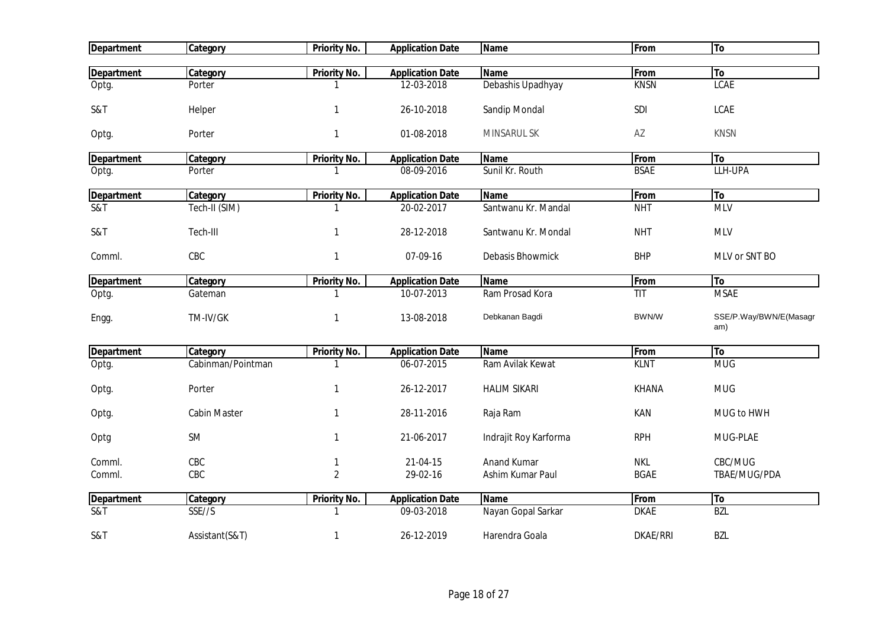| Department | Category | Priority No. | Application Date | Name | From | To |
|---|---|---|---|---|---|---|

| Department | Category | Priority No. | Application Date | Name | From | To |
|---|---|---|---|---|---|---|
| Optg. | Porter | 1 | 12-03-2018 | Debashis Upadhyay | KNSN | LCAE |
| S&T | Helper | 1 | 26-10-2018 | Sandip Mondal | SDI | LCAE |
| Optg. | Porter | 1 | 01-08-2018 | MINSARUL SK | AZ | KNSN |

| Department | Category | Priority No. | Application Date | Name | From | To |
|---|---|---|---|---|---|---|
| Optg. | Porter | 1 | 08-09-2016 | Sunil Kr. Routh | BSAE | LLH-UPA |

| Department | Category | Priority No. | Application Date | Name | From | To |
|---|---|---|---|---|---|---|
| S&T | Tech-II (SIM) | 1 | 20-02-2017 | Santwanu Kr. Mandal | NHT | MLV |
| S&T | Tech-III | 1 | 28-12-2018 | Santwanu Kr. Mondal | NHT | MLV |
| Comml. | CBC | 1 | 07-09-16 | Debasis Bhowmick | BHP | MLV or SNT BO |

| Department | Category | Priority No. | Application Date | Name | From | To |
|---|---|---|---|---|---|---|
| Optg. | Gateman | 1 | 10-07-2013 | Ram Prosad Kora | TIT | MSAE |
| Engg. | TM-IV/GK | 1 | 13-08-2018 | Debkanan Bagdi | BWN/W | SSE/P.Way/BWN/E(Masagram) |

| Department | Category | Priority No. | Application Date | Name | From | To |
|---|---|---|---|---|---|---|
| Optg. | Cabinman/Pointman | 1 | 06-07-2015 | Ram Avilak Kewat | KLNT | MUG |
| Optg. | Porter | 1 | 26-12-2017 | HALIM SIKARI | KHANA | MUG |
| Optg. | Cabin Master | 1 | 28-11-2016 | Raja Ram | KAN | MUG to HWH |
| Optg | SM | 1 | 21-06-2017 | Indrajit Roy Karforma | RPH | MUG-PLAE |
| Comml. | CBC | 1 | 21-04-15 | Anand Kumar | NKL | CBC/MUG |
| Comml. | CBC | 2 | 29-02-16 | Ashim Kumar Paul | BGAE | TBAE/MUG/PDA |

| Department | Category | Priority No. | Application Date | Name | From | To |
|---|---|---|---|---|---|---|
| S&T | SSE//S | 1 | 09-03-2018 | Nayan Gopal Sarkar | DKAE | BZL |
| S&T | Assistant(S&T) | 1 | 26-12-2019 | Harendra Goala | DKAE/RRI | BZL |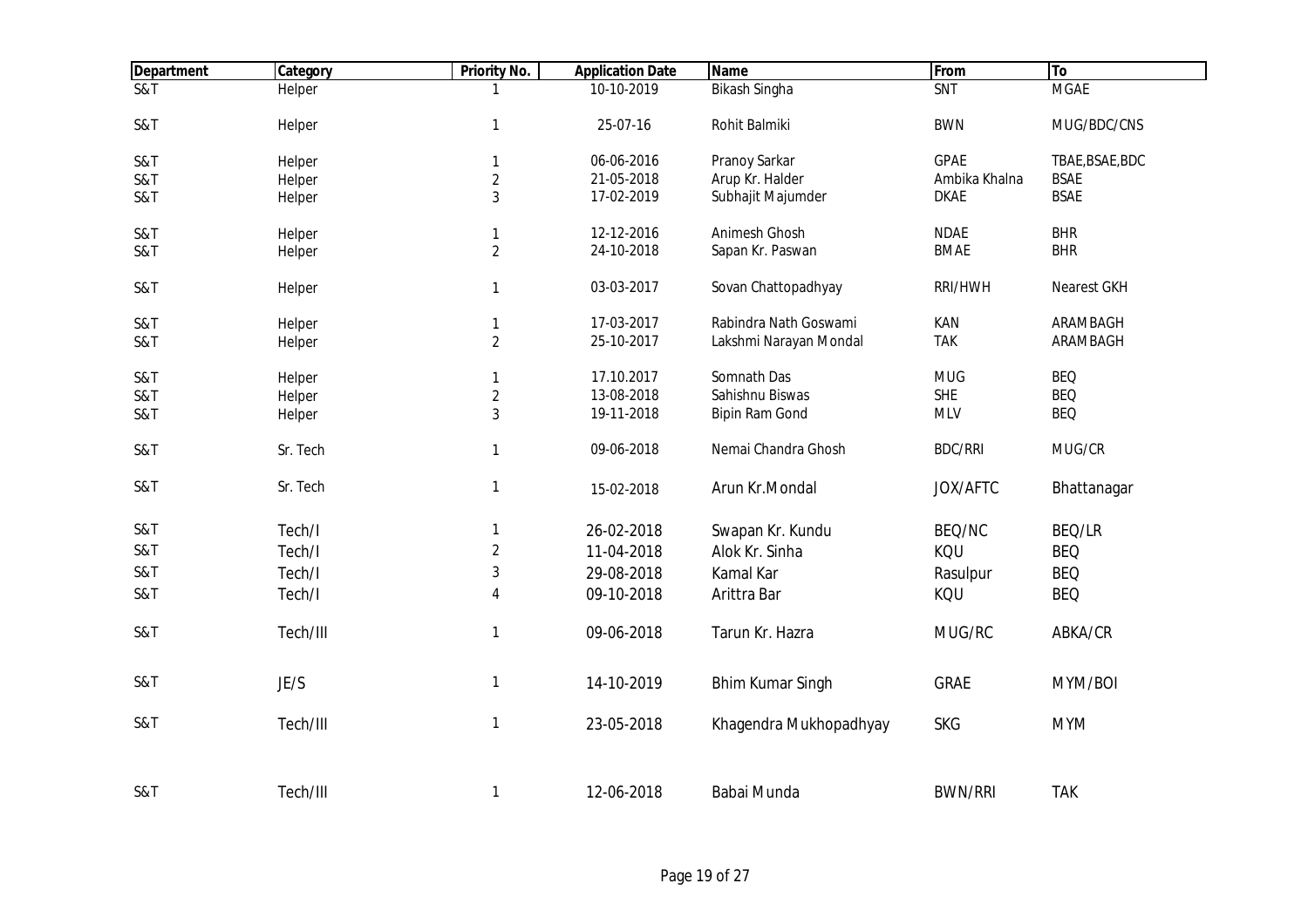| Department | Category | Priority No. | Application Date | Name | From | To |
|---|---|---|---|---|---|---|
| S&T | Helper | 1 | 10-10-2019 | Bikash Singha | SNT | MGAE |
| S&T | Helper | 1 | 25-07-16 | Rohit Balmiki | BWN | MUG/BDC/CNS |
| S&T | Helper | 1 | 06-06-2016 | Pranoy Sarkar | GPAE | TBAE,BSAE,BDC |
| S&T | Helper | 2 | 21-05-2018 | Arup Kr. Halder | Ambika Khalna | BSAE |
| S&T | Helper | 3 | 17-02-2019 | Subhajit Majumder | DKAE | BSAE |
| S&T | Helper | 1 | 12-12-2016 | Animesh Ghosh | NDAE | BHR |
| S&T | Helper | 2 | 24-10-2018 | Sapan Kr. Paswan | BMAE | BHR |
| S&T | Helper | 1 | 03-03-2017 | Sovan Chattopadhyay | RRI/HWH | Nearest GKH |
| S&T | Helper | 1 | 17-03-2017 | Rabindra Nath Goswami | KAN | ARAMBAGH |
| S&T | Helper | 2 | 25-10-2017 | Lakshmi Narayan Mondal | TAK | ARAMBAGH |
| S&T | Helper | 1 | 17.10.2017 | Somnath Das | MUG | BEQ |
| S&T | Helper | 2 | 13-08-2018 | Sahishnu Biswas | SHE | BEQ |
| S&T | Helper | 3 | 19-11-2018 | Bipin Ram Gond | MLV | BEQ |
| S&T | Sr. Tech | 1 | 09-06-2018 | Nemai Chandra Ghosh | BDC/RRI | MUG/CR |
| S&T | Sr. Tech | 1 | 15-02-2018 | Arun Kr.Mondal | JOX/AFTC | Bhattanagar |
| S&T | Tech/I | 1 | 26-02-2018 | Swapan Kr. Kundu | BEQ/NC | BEQ/LR |
| S&T | Tech/I | 2 | 11-04-2018 | Alok Kr. Sinha | KQU | BEQ |
| S&T | Tech/I | 3 | 29-08-2018 | Kamal Kar | Rasulpur | BEQ |
| S&T | Tech/I | 4 | 09-10-2018 | Arittra Bar | KQU | BEQ |
| S&T | Tech/III | 1 | 09-06-2018 | Tarun Kr. Hazra | MUG/RC | ABKA/CR |
| S&T | JE/S | 1 | 14-10-2019 | Bhim Kumar Singh | GRAE | MYM/BOI |
| S&T | Tech/III | 1 | 23-05-2018 | Khagendra Mukhopadhyay | SKG | MYM |
| S&T | Tech/III | 1 | 12-06-2018 | Babai Munda | BWN/RRI | TAK |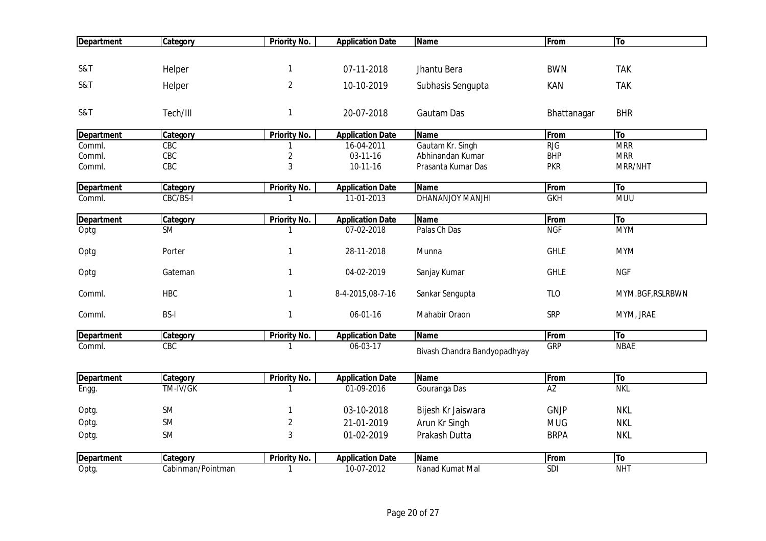| Department | Category | Priority No. | Application Date | Name | From | To |
|---|---|---|---|---|---|---|
| S&T | Helper | 1 | 07-11-2018 | Jhantu Bera | BWN | TAK |
| S&T | Helper | 2 | 10-10-2019 | Subhasis Sengupta | KAN | TAK |
| S&T | Tech/III | 1 | 20-07-2018 | Gautam Das | Bhattanagar | BHR |

| Department | Category | Priority No. | Application Date | Name | From | To |
|---|---|---|---|---|---|---|
| Comml. | CBC | 1 | 16-04-2011 | Gautam Kr. Singh | RJG | MRR |
| Comml. | CBC | 2 | 03-11-16 | Abhinandan Kumar | BHP | MRR |
| Comml. | CBC | 3 | 10-11-16 | Prasanta Kumar Das | PKR | MRR/NHT |

| Department | Category | Priority No. | Application Date | Name | From | To |
|---|---|---|---|---|---|---|
| Comml. | CBC/BS-I | 1 | 11-01-2013 | DHANANJOY MANJHI | GKH | MUU |

| Department | Category | Priority No. | Application Date | Name | From | To |
|---|---|---|---|---|---|---|
| Optg | SM | 1 | 07-02-2018 | Palas Ch Das | NGF | MYM |
| Optg | Porter | 1 | 28-11-2018 | Munna | GHLE | MYM |
| Optg | Gateman | 1 | 04-02-2019 | Sanjay Kumar | GHLE | NGF |
| Comml. | HBC | 1 | 8-4-2015,08-7-16 | Sankar Sengupta | TLO | MYM.BGF,RSLRBWN |
| Comml. | BS-I | 1 | 06-01-16 | Mahabir Oraon | SRP | MYM, JRAE |

| Department | Category | Priority No. | Application Date | Name | From | To |
|---|---|---|---|---|---|---|
| Comml. | CBC | 1 | 06-03-17 | Bivash Chandra Bandyopadhyay | GRP | NBAE |

| Department | Category | Priority No. | Application Date | Name | From | To |
|---|---|---|---|---|---|---|
| Engg. | TM-IV/GK | 1 | 01-09-2016 | Gouranga Das | AZ | NKL |
| Optg. | SM | 1 | 03-10-2018 | Bijesh Kr Jaiswara | GNJP | NKL |
| Optg. | SM | 2 | 21-01-2019 | Arun Kr Singh | MUG | NKL |
| Optg. | SM | 3 | 01-02-2019 | Prakash Dutta | BRPA | NKL |

| Department | Category | Priority No. | Application Date | Name | From | To |
|---|---|---|---|---|---|---|
| Optg. | Cabinman/Pointman | 1 | 10-07-2012 | Nanad Kumat Mal | SDI | NHT |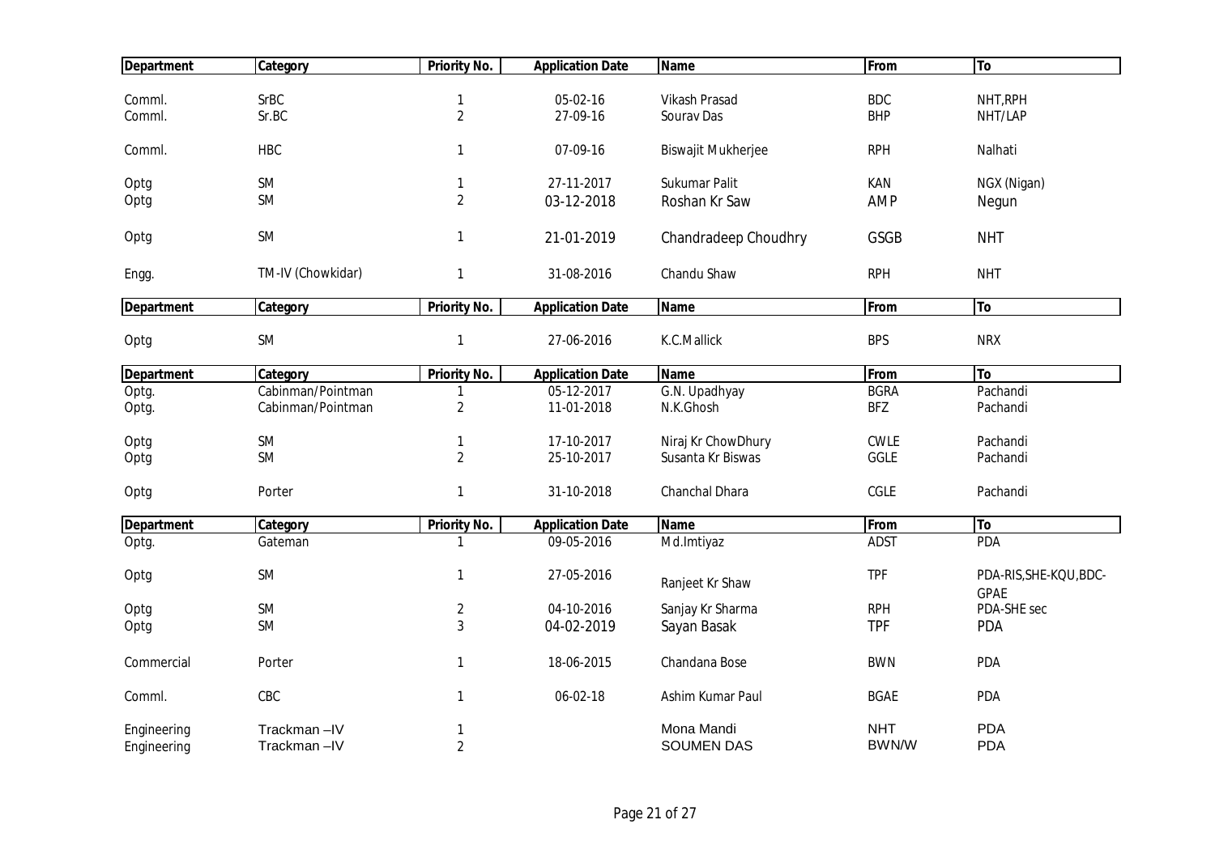| Department | Category | Priority No. | Application Date | Name | From | To |
|---|---|---|---|---|---|---|
| Comml. | SrBC | 1 | 05-02-16 | Vikash Prasad | BDC | NHT,RPH |
| Comml. | Sr.BC | 2 | 27-09-16 | Sourav Das | BHP | NHT/LAP |
| Comml. | HBC | 1 | 07-09-16 | Biswajit Mukherjee | RPH | Nalhati |
| Optg | SM | 1 | 27-11-2017 | Sukumar Palit | KAN | NGX (Nigan) |
| Optg | SM | 2 | 03-12-2018 | Roshan Kr Saw | AMP | Negun |
| Optg | SM | 1 | 21-01-2019 | Chandradeep Choudhry | GSGB | NHT |
| Engg. | TM-IV (Chowkidar) | 1 | 31-08-2016 | Chandu Shaw | RPH | NHT |

| Department | Category | Priority No. | Application Date | Name | From | To |
|---|---|---|---|---|---|---|
| Optg | SM | 1 | 27-06-2016 | K.C.Mallick | BPS | NRX |

| Department | Category | Priority No. | Application Date | Name | From | To |
|---|---|---|---|---|---|---|
| Optg. | Cabinman/Pointman | 1 | 05-12-2017 | G.N. Upadhyay | BGRA | Pachandi |
| Optg. | Cabinman/Pointman | 2 | 11-01-2018 | N.K.Ghosh | BFZ | Pachandi |
| Optg | SM | 1 | 17-10-2017 | Niraj Kr ChowDhury | CWLE | Pachandi |
| Optg | SM | 2 | 25-10-2017 | Susanta Kr Biswas | GGLE | Pachandi |
| Optg | Porter | 1 | 31-10-2018 | Chanchal Dhara | CGLE | Pachandi |

| Department | Category | Priority No. | Application Date | Name | From | To |
|---|---|---|---|---|---|---|
| Optg. | Gateman | 1 | 09-05-2016 | Md.Imtiyaz | ADST | PDA |
| Optg | SM | 1 | 27-05-2016 | Ranjeet Kr Shaw | TPF | PDA-RIS,SHE-KQU,BDC-GPAE |
| Optg | SM | 2 | 04-10-2016 | Sanjay Kr Sharma | RPH | PDA-SHE sec |
| Optg | SM | 3 | 04-02-2019 | Sayan Basak | TPF | PDA |
| Commercial | Porter | 1 | 18-06-2015 | Chandana Bose | BWN | PDA |
| Comml. | CBC | 1 | 06-02-18 | Ashim Kumar Paul | BGAE | PDA |
| Engineering | Trackman –IV | 1 | | Mona Mandi | NHT | PDA |
| Engineering | Trackman –IV | 2 | | SOUMEN DAS | BWN/W | PDA |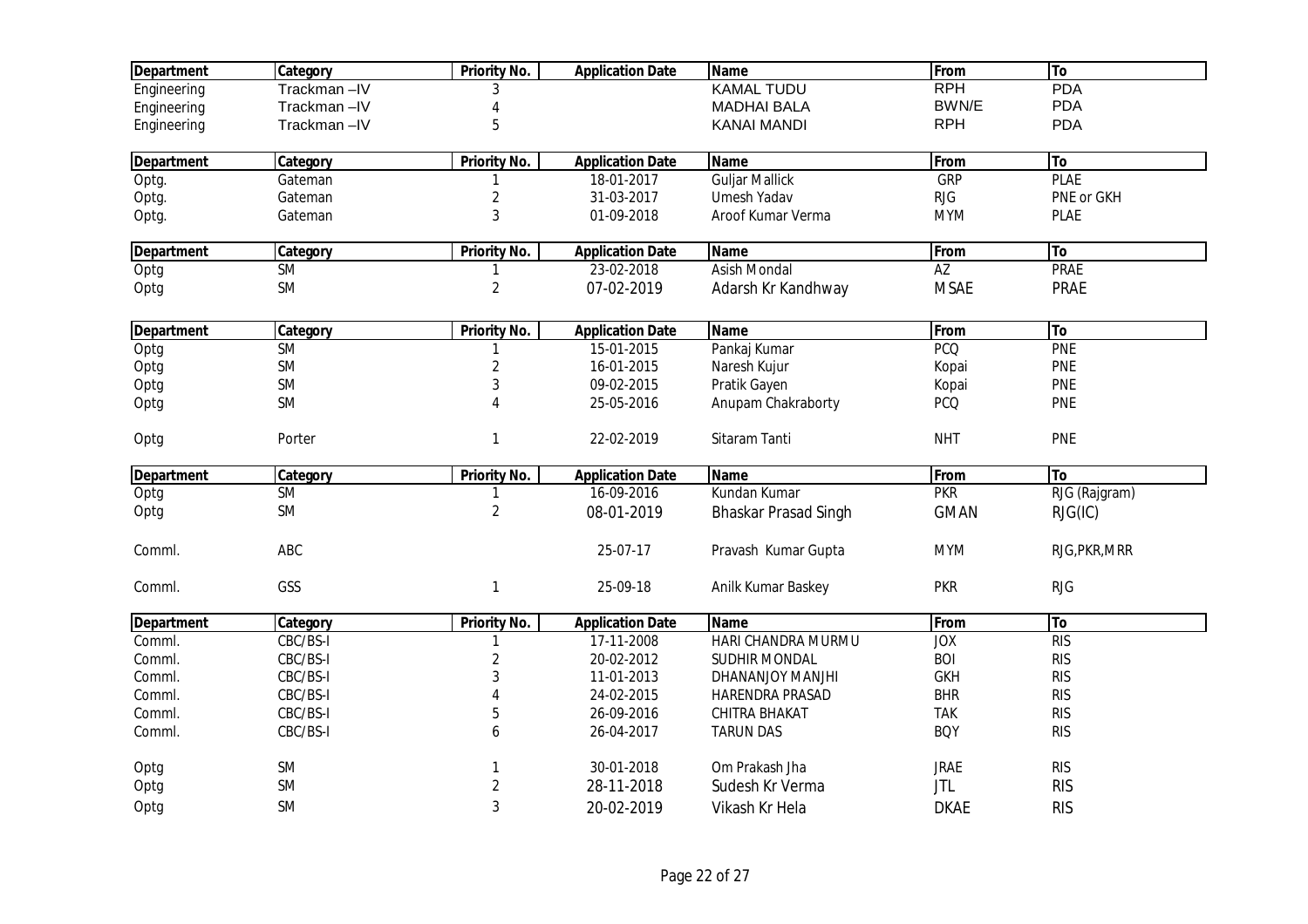| Department | Category | Priority No. | Application Date | Name | From | To |
|---|---|---|---|---|---|---|
| Engineering | Trackman –IV | 3 | | KAMAL TUDU | RPH | PDA |
| Engineering | Trackman –IV | 4 | | MADHAI BALA | BWN/E | PDA |
| Engineering | Trackman –IV | 5 | | KANAI MANDI | RPH | PDA |

| Department | Category | Priority No. | Application Date | Name | From | To |
|---|---|---|---|---|---|---|
| Optg. | Gateman | 1 | 18-01-2017 | Guljar Mallick | GRP | PLAE |
| Optg. | Gateman | 2 | 31-03-2017 | Umesh Yadav | RJG | PNE or GKH |
| Optg. | Gateman | 3 | 01-09-2018 | Aroof Kumar Verma | MYM | PLAE |

| Department | Category | Priority No. | Application Date | Name | From | To |
|---|---|---|---|---|---|---|
| Optg | SM | 1 | 23-02-2018 | Asish Mondal | AZ | PRAE |
| Optg | SM | 2 | 07-02-2019 | Adarsh Kr Kandhway | MSAE | PRAE |

| Department | Category | Priority No. | Application Date | Name | From | To |
|---|---|---|---|---|---|---|
| Optg | SM | 1 | 15-01-2015 | Pankaj Kumar | PCQ | PNE |
| Optg | SM | 2 | 16-01-2015 | Naresh Kujur | Kopai | PNE |
| Optg | SM | 3 | 09-02-2015 | Pratik Gayen | Kopai | PNE |
| Optg | SM | 4 | 25-05-2016 | Anupam Chakraborty | PCQ | PNE |
| Optg | Porter | 1 | 22-02-2019 | Sitaram Tanti | NHT | PNE |

| Department | Category | Priority No. | Application Date | Name | From | To |
|---|---|---|---|---|---|---|
| Optg | SM | 1 | 16-09-2016 | Kundan Kumar | PKR | RJG (Rajgram) |
| Optg | SM | 2 | 08-01-2019 | Bhaskar Prasad Singh | GMAN | RJG(IC) |
| Comml. | ABC | | 25-07-17 | Pravash Kumar Gupta | MYM | RJG,PKR,MRR |
| Comml. | GSS | 1 | 25-09-18 | Anilk Kumar Baskey | PKR | RJG |

| Department | Category | Priority No. | Application Date | Name | From | To |
|---|---|---|---|---|---|---|
| Comml. | CBC/BS-I | 1 | 17-11-2008 | HARI CHANDRA MURMU | JOX | RIS |
| Comml. | CBC/BS-I | 2 | 20-02-2012 | SUDHIR MONDAL | BOI | RIS |
| Comml. | CBC/BS-I | 3 | 11-01-2013 | DHANANJOY MANJHI | GKH | RIS |
| Comml. | CBC/BS-I | 4 | 24-02-2015 | HARENDRA PRASAD | BHR | RIS |
| Comml. | CBC/BS-I | 5 | 26-09-2016 | CHITRA BHAKAT | TAK | RIS |
| Comml. | CBC/BS-I | 6 | 26-04-2017 | TARUN DAS | BQY | RIS |
| Optg | SM | 1 | 30-01-2018 | Om Prakash Jha | JRAE | RIS |
| Optg | SM | 2 | 28-11-2018 | Sudesh Kr Verma | JTL | RIS |
| Optg | SM | 3 | 20-02-2019 | Vikash Kr Hela | DKAE | RIS |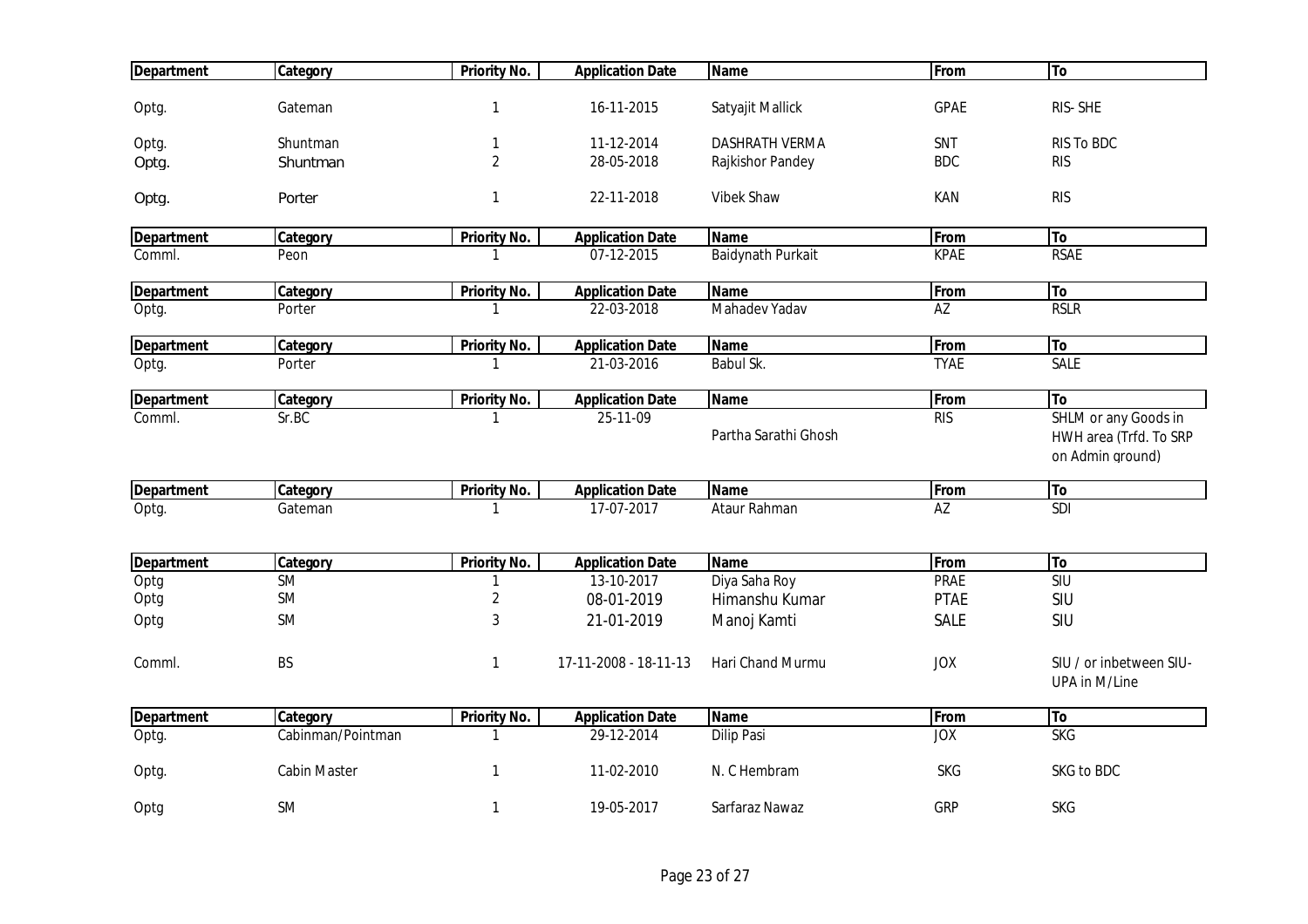| Department | Category | Priority No. | Application Date | Name | From | To |
|---|---|---|---|---|---|---|
| Optg. | Gateman | 1 | 16-11-2015 | Satyajit Mallick | GPAE | RIS- SHE |
| Optg. | Shuntman | 1 | 11-12-2014 | DASHRATH VERMA | SNT | RIS To BDC |
| Optg. | Shuntman | 2 | 28-05-2018 | Rajkishor Pandey | BDC | RIS |
| Optg. | Porter | 1 | 22-11-2018 | Vibek Shaw | KAN | RIS |

| Department | Category | Priority No. | Application Date | Name | From | To |
|---|---|---|---|---|---|---|
| Comml. | Peon | 1 | 07-12-2015 | Baidynath Purkait | KPAE | RSAE |

| Department | Category | Priority No. | Application Date | Name | From | To |
|---|---|---|---|---|---|---|
| Optg. | Porter | 1 | 22-03-2018 | Mahadev Yadav | AZ | RSLR |

| Department | Category | Priority No. | Application Date | Name | From | To |
|---|---|---|---|---|---|---|
| Optg. | Porter | 1 | 21-03-2016 | Babul Sk. | TYAE | SALE |

| Department | Category | Priority No. | Application Date | Name | From | To |
|---|---|---|---|---|---|---|
| Comml. | Sr.BC | 1 | 25-11-09 | Partha Sarathi Ghosh | RIS | SHLM or any Goods in HWH area (Trfd. To SRP on Admin ground) |

| Department | Category | Priority No. | Application Date | Name | From | To |
|---|---|---|---|---|---|---|
| Optg. | Gateman | 1 | 17-07-2017 | Ataur Rahman | AZ | SDI |

| Department | Category | Priority No. | Application Date | Name | From | To |
|---|---|---|---|---|---|---|
| Optg | SM | 1 | 13-10-2017 | Diya Saha Roy | PRAE | SIU |
| Optg | SM | 2 | 08-01-2019 | Himanshu Kumar | PTAE | SIU |
| Optg | SM | 3 | 21-01-2019 | Manoj Kamti | SALE | SIU |
| Comml. | BS | 1 | 17-11-2008 - 18-11-13 | Hari Chand Murmu | JOX | SIU / or inbetween SIU-UPA in M/Line |

| Department | Category | Priority No. | Application Date | Name | From | To |
|---|---|---|---|---|---|---|
| Optg. | Cabinman/Pointman | 1 | 29-12-2014 | Dilip Pasi | JOX | SKG |
| Optg. | Cabin Master | 1 | 11-02-2010 | N. C Hembram | SKG | SKG to BDC |
| Optg | SM | 1 | 19-05-2017 | Sarfaraz Nawaz | GRP | SKG |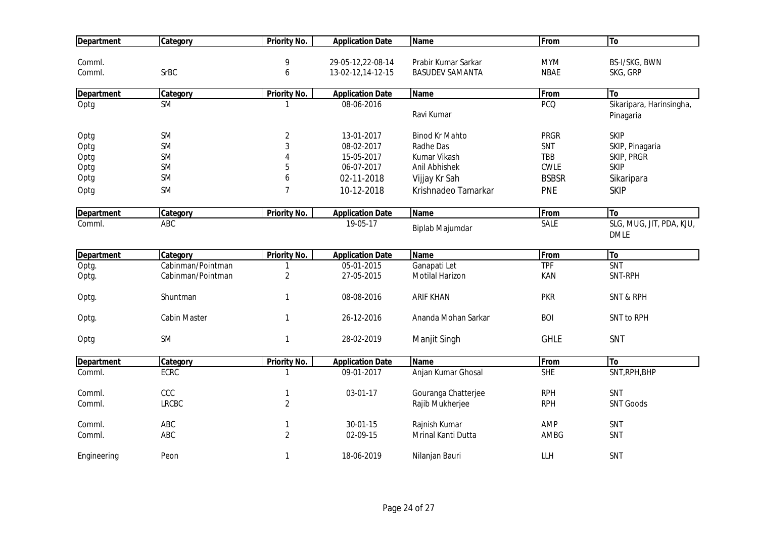| Department | Category | Priority No. | Application Date | Name | From | To |
|---|---|---|---|---|---|---|
| Comml. | | 9 | 29-05-12,22-08-14 | Prabir Kumar Sarkar | MYM | BS-I/SKG, BWN |
| Comml. | SrBC | 6 | 13-02-12,14-12-15 | BASUDEV SAMANTA | NBAE | SKG, GRP |

| Department | Category | Priority No. | Application Date | Name | From | To |
|---|---|---|---|---|---|---|
| Optg | SM | 1 | 08-06-2016 | Ravi Kumar | PCQ | Sikaripara, Harinsingha, Pinagaria |
| Optg | SM | 2 | 13-01-2017 | Binod Kr Mahto | PRGR | SKIP |
| Optg | SM | 3 | 08-02-2017 | Radhe Das | SNT | SKIP, Pinagaria |
| Optg | SM | 4 | 15-05-2017 | Kumar Vikash | TBB | SKIP, PRGR |
| Optg | SM | 5 | 06-07-2017 | Anil Abhishek | CWLE | SKIP |
| Optg | SM | 6 | 02-11-2018 | Vijjay Kr Sah | BSBSR | Sikaripara |
| Optg | SM | 7 | 10-12-2018 | Krishnadeo Tamarkar | PNE | SKIP |

| Department | Category | Priority No. | Application Date | Name | From | To |
|---|---|---|---|---|---|---|
| Comml. | ABC | | 19-05-17 | Biplab Majumdar | SALE | SLG, MUG, JIT, PDA, KJU, DMLE |

| Department | Category | Priority No. | Application Date | Name | From | To |
|---|---|---|---|---|---|---|
| Optg. | Cabinman/Pointman | 1 | 05-01-2015 | Ganapati Let | TPF | SNT |
| Optg. | Cabinman/Pointman | 2 | 27-05-2015 | Motilal Harizon | KAN | SNT-RPH |
| Optg. | Shuntman | 1 | 08-08-2016 | ARIF KHAN | PKR | SNT & RPH |
| Optg. | Cabin Master | 1 | 26-12-2016 | Ananda Mohan Sarkar | BOI | SNT to RPH |
| Optg | SM | 1 | 28-02-2019 | Manjit Singh | GHLE | SNT |

| Department | Category | Priority No. | Application Date | Name | From | To |
|---|---|---|---|---|---|---|
| Comml. | ECRC | 1 | 09-01-2017 | Anjan Kumar Ghosal | SHE | SNT,RPH,BHP |
| Comml. | CCC | 1 | 03-01-17 | Gouranga Chatterjee | RPH | SNT |
| Comml. | LRCBC | 2 | | Rajib Mukherjee | RPH | SNT Goods |
| Comml. | ABC | 1 | 30-01-15 | Rajnish Kumar | AMP | SNT |
| Comml. | ABC | 2 | 02-09-15 | Mrinal Kanti Dutta | AMBG | SNT |
| Engineering | Peon | 1 | 18-06-2019 | Nilanjan Bauri | LLH | SNT |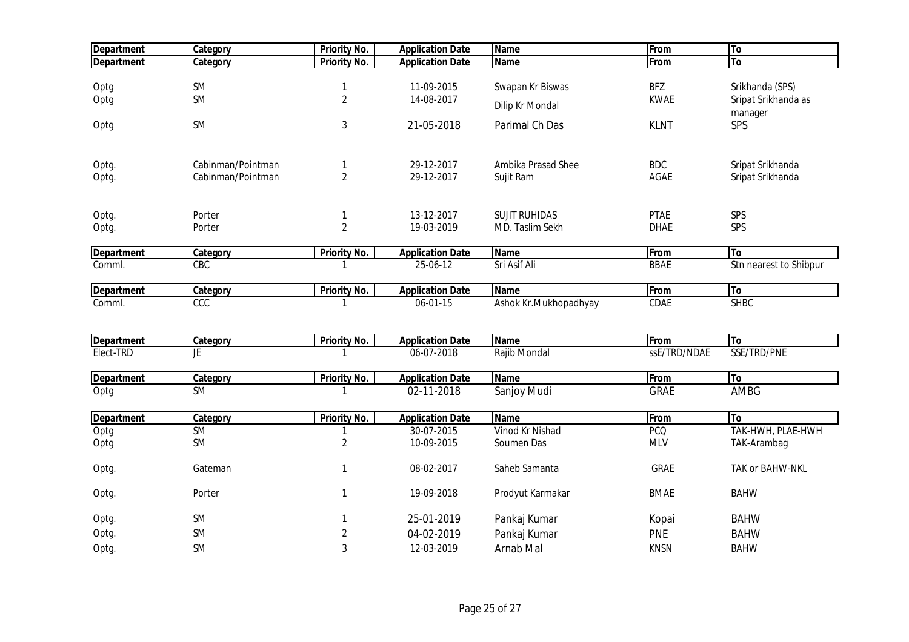| Department | Category | Priority No. | Application Date | Name | From | To |
|---|---|---|---|---|---|---|
| Department | Category | Priority No. | Application Date | Name | From | To |
| Optg | SM | 1 | 11-09-2015 | Swapan Kr Biswas | BFZ | Srikhanda (SPS) |
| Optg | SM | 2 | 14-08-2017 | Dilip Kr Mondal | KWAE | Sripat Srikhanda as manager |
| Optg | SM | 3 | 21-05-2018 | Parimal Ch Das | KLNT | SPS |
| Optg. | Cabinman/Pointman | 1 | 29-12-2017 | Ambika Prasad Shee | BDC | Sripat Srikhanda |
| Optg. | Cabinman/Pointman | 2 | 29-12-2017 | Sujit Ram | AGAE | Sripat Srikhanda |
| Optg. | Porter | 1 | 13-12-2017 | SUJIT RUHIDAS | PTAE | SPS |
| Optg. | Porter | 2 | 19-03-2019 | MD. Taslim Sekh | DHAE | SPS |

| Department | Category | Priority No. | Application Date | Name | From | To |
|---|---|---|---|---|---|---|
| Comml. | CBC | 1 | 25-06-12 | Sri Asif Ali | BBAE | Stn nearest to Shibpur |

| Department | Category | Priority No. | Application Date | Name | From | To |
|---|---|---|---|---|---|---|
| Comml. | CCC | 1 | 06-01-15 | Ashok Kr.Mukhopadhyay | CDAE | SHBC |

| Department | Category | Priority No. | Application Date | Name | From | To |
|---|---|---|---|---|---|---|
| Elect-TRD | JE | 1 | 06-07-2018 | Rajib Mondal | ssE/TRD/NDAE | SSE/TRD/PNE |

| Department | Category | Priority No. | Application Date | Name | From | To |
|---|---|---|---|---|---|---|
| Optg | SM | 1 | 02-11-2018 | Sanjoy Mudi | GRAE | AMBG |

| Department | Category | Priority No. | Application Date | Name | From | To |
|---|---|---|---|---|---|---|
| Optg | SM | 1 | 30-07-2015 | Vinod Kr Nishad | PCQ | TAK-HWH, PLAE-HWH |
| Optg | SM | 2 | 10-09-2015 | Soumen Das | MLV | TAK-Arambag |
| Optg. | Gateman | 1 | 08-02-2017 | Saheb Samanta | GRAE | TAK or BAHW-NKL |
| Optg. | Porter | 1 | 19-09-2018 | Prodyut Karmakar | BMAE | BAHW |
| Optg. | SM | 1 | 25-01-2019 | Pankaj Kumar | Kopai | BAHW |
| Optg. | SM | 2 | 04-02-2019 | Pankaj Kumar | PNE | BAHW |
| Optg. | SM | 3 | 12-03-2019 | Arnab Mal | KNSN | BAHW |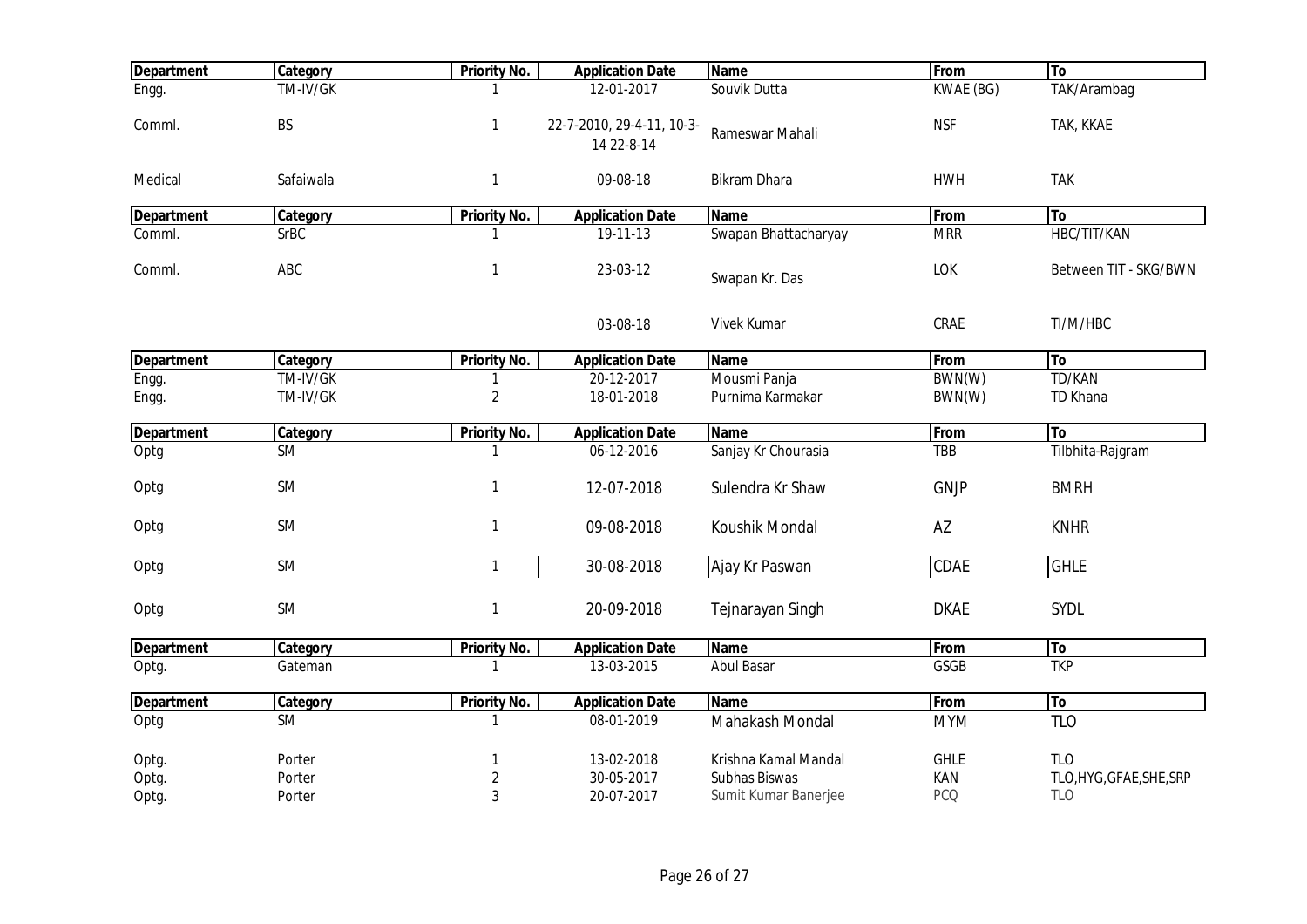| Department | Category | Priority No. | Application Date | Name | From | To |
|---|---|---|---|---|---|---|
| Engg. | TM-IV/GK | 1 | 12-01-2017 | Souvik Dutta | KWAE (BG) | TAK/Arambag |
| Comml. | BS | 1 | 22-7-2010, 29-4-11, 10-3-14 22-8-14 | Rameswar Mahali | NSF | TAK, KKAE |
| Medical | Safaiwala | 1 | 09-08-18 | Bikram Dhara | HWH | TAK |

| Department | Category | Priority No. | Application Date | Name | From | To |
|---|---|---|---|---|---|---|
| Comml. | SrBC | 1 | 19-11-13 | Swapan Bhattacharyay | MRR | HBC/TIT/KAN |
| Comml. | ABC | 1 | 23-03-12 | Swapan Kr. Das | LOK | Between TIT - SKG/BWN |
| | | | 03-08-18 | Vivek Kumar | CRAE | TI/M/HBC |

| Department | Category | Priority No. | Application Date | Name | From | To |
|---|---|---|---|---|---|---|
| Engg. | TM-IV/GK | 1 | 20-12-2017 | Mousmi Panja | BWN(W) | TD/KAN |
| Engg. | TM-IV/GK | 2 | 18-01-2018 | Purnima Karmakar | BWN(W) | TD Khana |

| Department | Category | Priority No. | Application Date | Name | From | To |
|---|---|---|---|---|---|---|
| Optg | SM | 1 | 06-12-2016 | Sanjay Kr Chourasia | TBB | Tilbhita-Rajgram |
| Optg | SM | 1 | 12-07-2018 | Sulendra Kr Shaw | GNJP | BMRH |
| Optg | SM | 1 | 09-08-2018 | Koushik Mondal | AZ | KNHR |
| Optg | SM | 1 | 30-08-2018 | Ajay Kr Paswan | CDAE | GHLE |
| Optg | SM | 1 | 20-09-2018 | Tejnarayan Singh | DKAE | SYDL |

| Department | Category | Priority No. | Application Date | Name | From | To |
|---|---|---|---|---|---|---|
| Optg. | Gateman | 1 | 13-03-2015 | Abul Basar | GSGB | TKP |

| Department | Category | Priority No. | Application Date | Name | From | To |
|---|---|---|---|---|---|---|
| Optg | SM | 1 | 08-01-2019 | Mahakash Mondal | MYM | TLO |
| Optg. | Porter | 1 | 13-02-2018 | Krishna Kamal Mandal | GHLE | TLO |
| Optg. | Porter | 2 | 30-05-2017 | Subhas Biswas | KAN | TLO,HYG,GFAE,SHE,SRP |
| Optg. | Porter | 3 | 20-07-2017 | Sumit Kumar Banerjee | PCQ | TLO |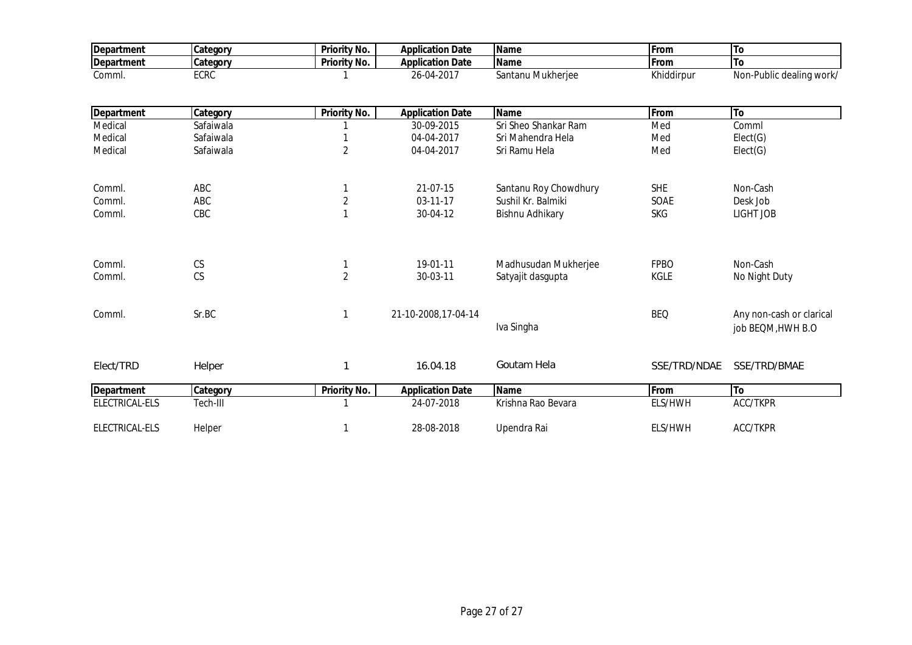| Department | Category | Priority No. | Application Date | Name | From | To |
|---|---|---|---|---|---|---|
| Department | Category | Priority No. | Application Date | Name | From | To |
| Comml. | ECRC | 1 | 26-04-2017 | Santanu Mukherjee | Khiddirpur | Non-Public dealing work/ |

| Department | Category | Priority No. | Application Date | Name | From | To |
|---|---|---|---|---|---|---|
| Medical | Safaiwala | 1 | 30-09-2015 | Sri Sheo Shankar Ram | Med | Comml |
| Medical | Safaiwala | 1 | 04-04-2017 | Sri Mahendra Hela | Med | Elect(G) |
| Medical | Safaiwala | 2 | 04-04-2017 | Sri Ramu Hela | Med | Elect(G) |
| Comml. | ABC | 1 | 21-07-15 | Santanu Roy Chowdhury | SHE | Non-Cash |
| Comml. | ABC | 2 | 03-11-17 | Sushil Kr. Balmiki | SOAE | Desk Job |
| Comml. | CBC | 1 | 30-04-12 | Bishnu Adhikary | SKG | LIGHT JOB |
| Comml. | CS | 1 | 19-01-11 | Madhusudan Mukherjee | FPBO | Non-Cash |
| Comml. | CS | 2 | 30-03-11 | Satyajit dasgupta | KGLE | No Night Duty |
| Comml. | Sr.BC | 1 | 21-10-2008,17-04-14 | Iva Singha | BEQ | Any non-cash or clarical job BEQM,HWH B.O |
| Elect/TRD | Helper | 1 | 16.04.18 | Goutam Hela | SSE/TRD/NDAE | SSE/TRD/BMAE |

| Department | Category | Priority No. | Application Date | Name | From | To |
|---|---|---|---|---|---|---|
| ELECTRICAL-ELS | Tech-III | 1 | 24-07-2018 | Krishna Rao Bevara | ELS/HWH | ACC/TKPR |
| ELECTRICAL-ELS | Helper | 1 | 28-08-2018 | Upendra Rai | ELS/HWH | ACC/TKPR |